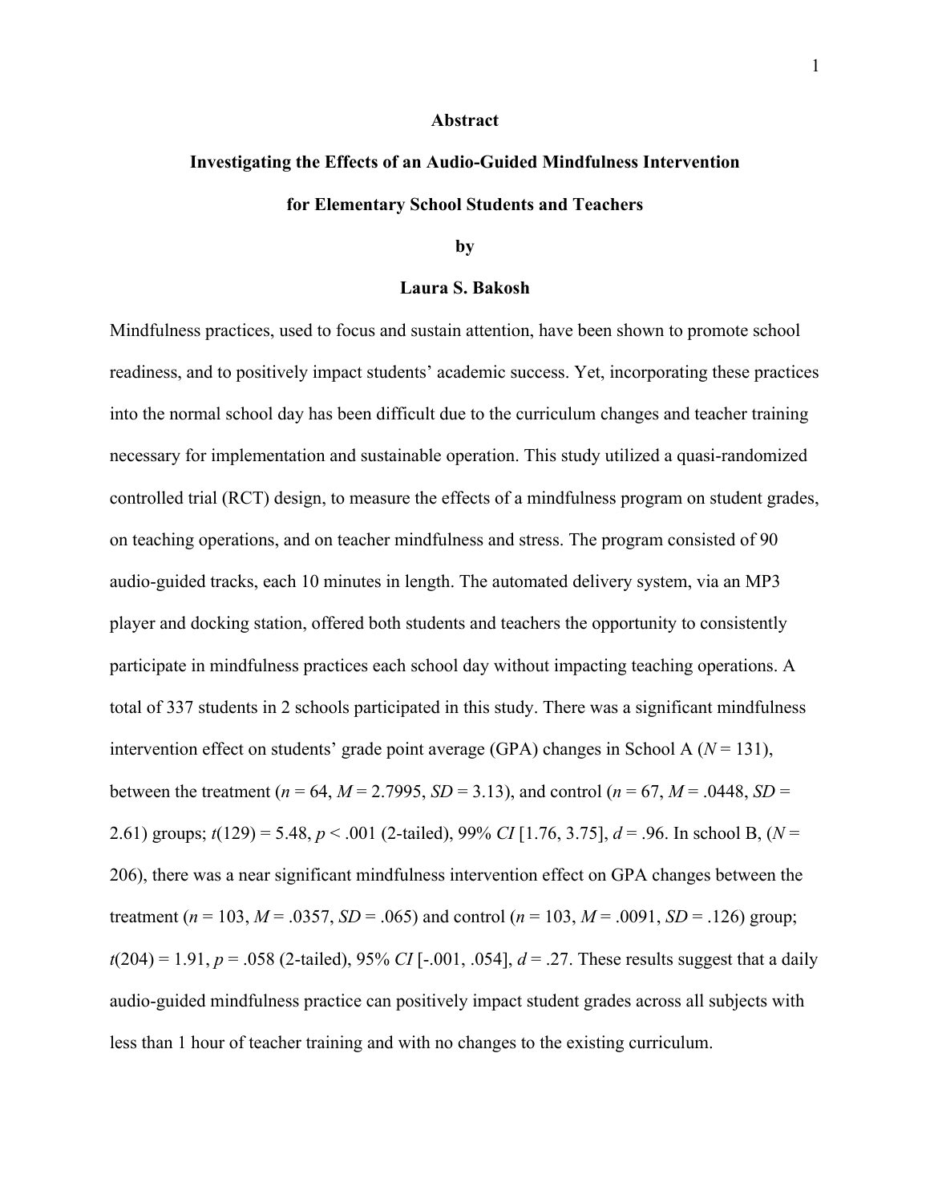# Abstract

## Investigating the Effects of an Audio-Guided Mindfulness Intervention for Elementary School Students and Teachers

by

**Laura S. Bakosh**

Mindfulness practices, used to focus and sustain attention, have been shown to promote school readiness, and to positively impact students' academic success. Yet, incorporating these practices into the normal school day has been difficult due to the curriculum changes and teacher training necessary for implementation and sustainable operation. This study utilized a quasi-randomized controlled trial (RCT) design, to measure the effects of a mindfulness program on student grades, on teaching operations, and on teacher mindfulness and stress. The program consisted of 90 audio-guided tracks, each 10 minutes in length. The automated delivery system, via an MP3 player and docking station, offered both students and teachers the opportunity to consistently participate in mindfulness practices each school day without impacting teaching operations. A total of 337 students in 2 schools participated in this study. There was a significant mindfulness intervention effect on students' grade point average (GPA) changes in School A ($N = 131$), between the treatment ($n = 64$, $M = 2.7995$, $SD = 3.13$), and control ($n = 67$, $M = .0448$, $SD = 2.61$) groups; $t(129) = 5.48$, $p < .001$ (2-tailed), 99% $CI$ [1.76, 3.75], $d = .96$. In school B, ($N = 206$), there was a near significant mindfulness intervention effect on GPA changes between the treatment ($n = 103$, $M = .0357$, $SD = .065$) and control ($n = 103$, $M = .0091$, $SD = .126$) group; $t(204) = 1.91$, $p = .058$ (2-tailed), 95% $CI$ [-.001, .054], $d = .27$. These results suggest that a daily audio-guided mindfulness practice can positively impact student grades across all subjects with less than 1 hour of teacher training and with no changes to the existing curriculum.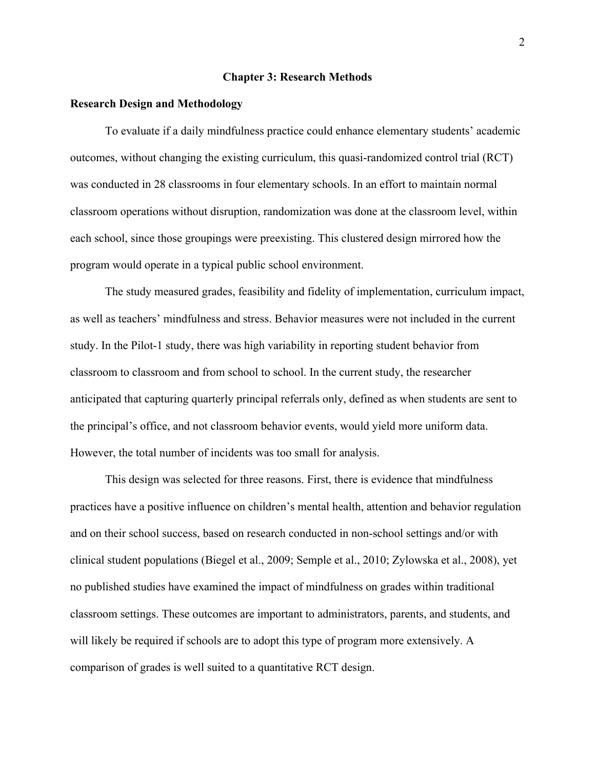# Chapter 3: Research Methods

## Research Design and Methodology

To evaluate if a daily mindfulness practice could enhance elementary students' academic outcomes, without changing the existing curriculum, this quasi-randomized control trial (RCT) was conducted in 28 classrooms in four elementary schools. In an effort to maintain normal classroom operations without disruption, randomization was done at the classroom level, within each school, since those groupings were preexisting. This clustered design mirrored how the program would operate in a typical public school environment.

The study measured grades, feasibility and fidelity of implementation, curriculum impact, as well as teachers' mindfulness and stress. Behavior measures were not included in the current study. In the Pilot-1 study, there was high variability in reporting student behavior from classroom to classroom and from school to school. In the current study, the researcher anticipated that capturing quarterly principal referrals only, defined as when students are sent to the principal's office, and not classroom behavior events, would yield more uniform data. However, the total number of incidents was too small for analysis.

This design was selected for three reasons. First, there is evidence that mindfulness practices have a positive influence on children's mental health, attention and behavior regulation and on their school success, based on research conducted in non-school settings and/or with clinical student populations (Biegel et al., 2009; Semple et al., 2010; Zylowska et al., 2008), yet no published studies have examined the impact of mindfulness on grades within traditional classroom settings. These outcomes are important to administrators, parents, and students, and will likely be required if schools are to adopt this type of program more extensively. A comparison of grades is well suited to a quantitative RCT design.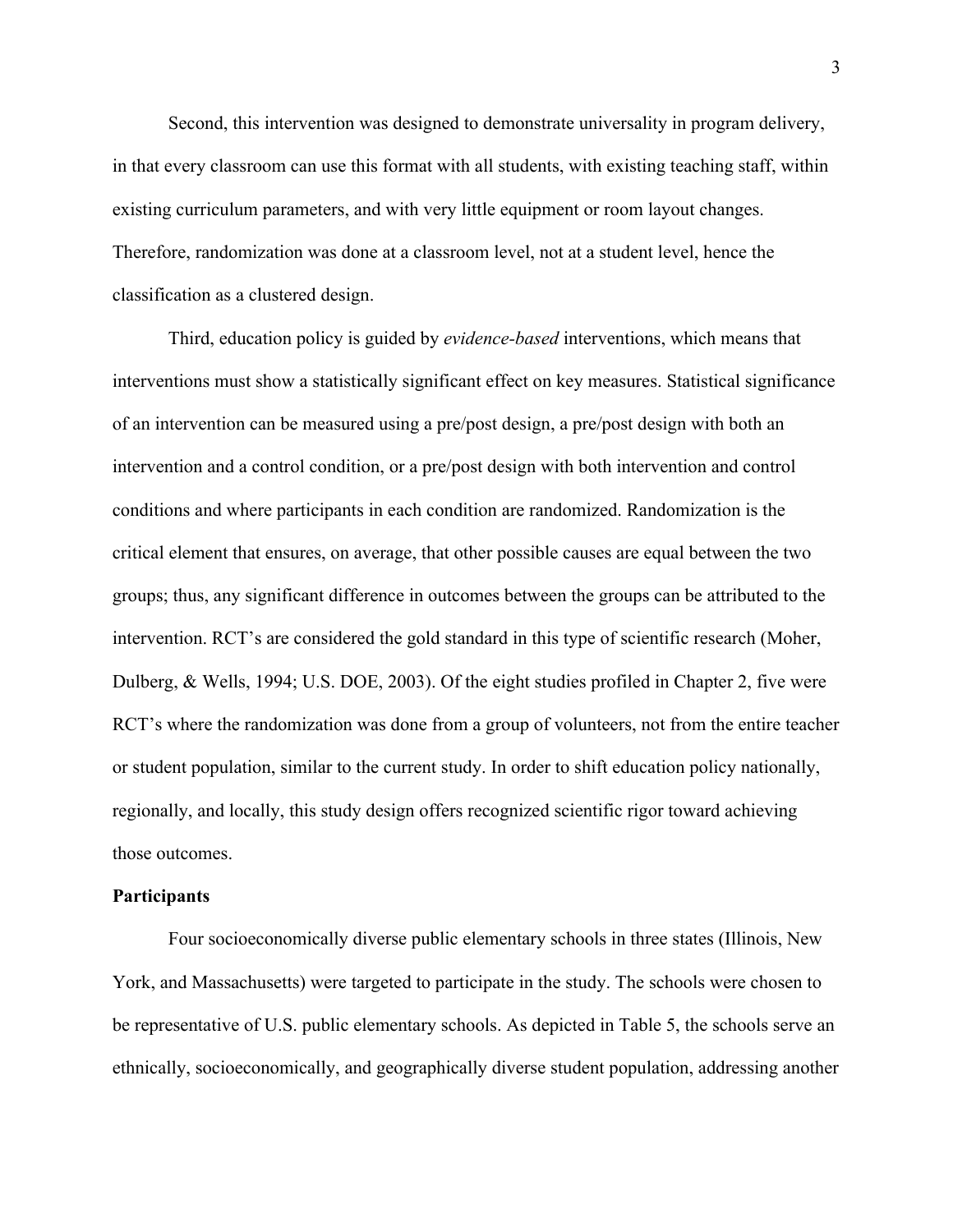Second, this intervention was designed to demonstrate universality in program delivery, in that every classroom can use this format with all students, with existing teaching staff, within existing curriculum parameters, and with very little equipment or room layout changes. Therefore, randomization was done at a classroom level, not at a student level, hence the classification as a clustered design.

Third, education policy is guided by *evidence-based* interventions, which means that interventions must show a statistically significant effect on key measures. Statistical significance of an intervention can be measured using a pre/post design, a pre/post design with both an intervention and a control condition, or a pre/post design with both intervention and control conditions and where participants in each condition are randomized. Randomization is the critical element that ensures, on average, that other possible causes are equal between the two groups; thus, any significant difference in outcomes between the groups can be attributed to the intervention. RCT's are considered the gold standard in this type of scientific research (Moher, Dulberg, & Wells, 1994; U.S. DOE, 2003). Of the eight studies profiled in Chapter 2, five were RCT's where the randomization was done from a group of volunteers, not from the entire teacher or student population, similar to the current study. In order to shift education policy nationally, regionally, and locally, this study design offers recognized scientific rigor toward achieving those outcomes.

**Participants**

Four socioeconomically diverse public elementary schools in three states (Illinois, New York, and Massachusetts) were targeted to participate in the study. The schools were chosen to be representative of U.S. public elementary schools. As depicted in Table 5, the schools serve an ethnically, socioeconomically, and geographically diverse student population, addressing another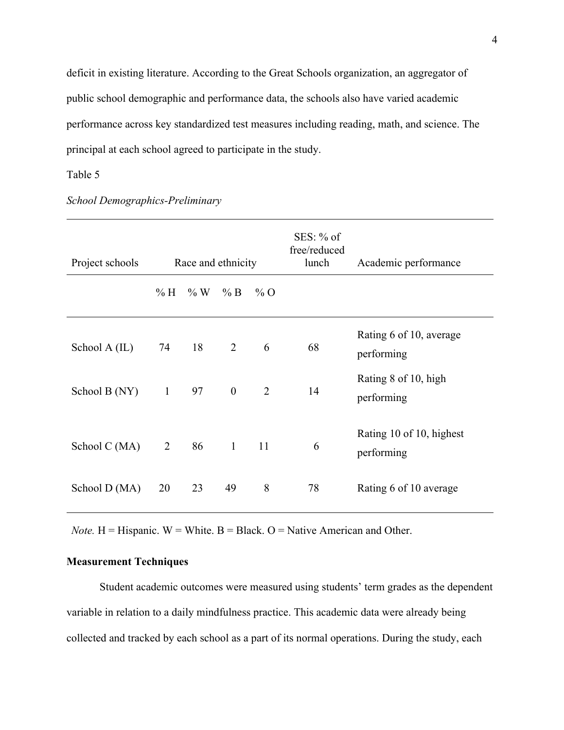deficit in existing literature. According to the Great Schools organization, an aggregator of public school demographic and performance data, the schools also have varied academic performance across key standardized test measures including reading, math, and science. The principal at each school agreed to participate in the study.

Table 5

*School Demographics-Preliminary*

| Project schools | Race and ethnicity | | | | SES: % of free/reduced lunch | Academic performance |
|---|---|---|---|---|---|---|
| | % H | % W | % B | % O | | |
| School A (IL) | 74 | 18 | 2 | 6 | 68 | Rating 6 of 10, average performing |
| School B (NY) | 1 | 97 | 0 | 2 | 14 | Rating 8 of 10, high performing |
| School C (MA) | 2 | 86 | 1 | 11 | 6 | Rating 10 of 10, highest performing |
| School D (MA) | 20 | 23 | 49 | 8 | 78 | Rating 6 of 10 average |

*Note.* H = Hispanic. W = White. B = Black. O = Native American and Other.

**Measurement Techniques**

Student academic outcomes were measured using students' term grades as the dependent variable in relation to a daily mindfulness practice. This academic data were already being collected and tracked by each school as a part of its normal operations. During the study, each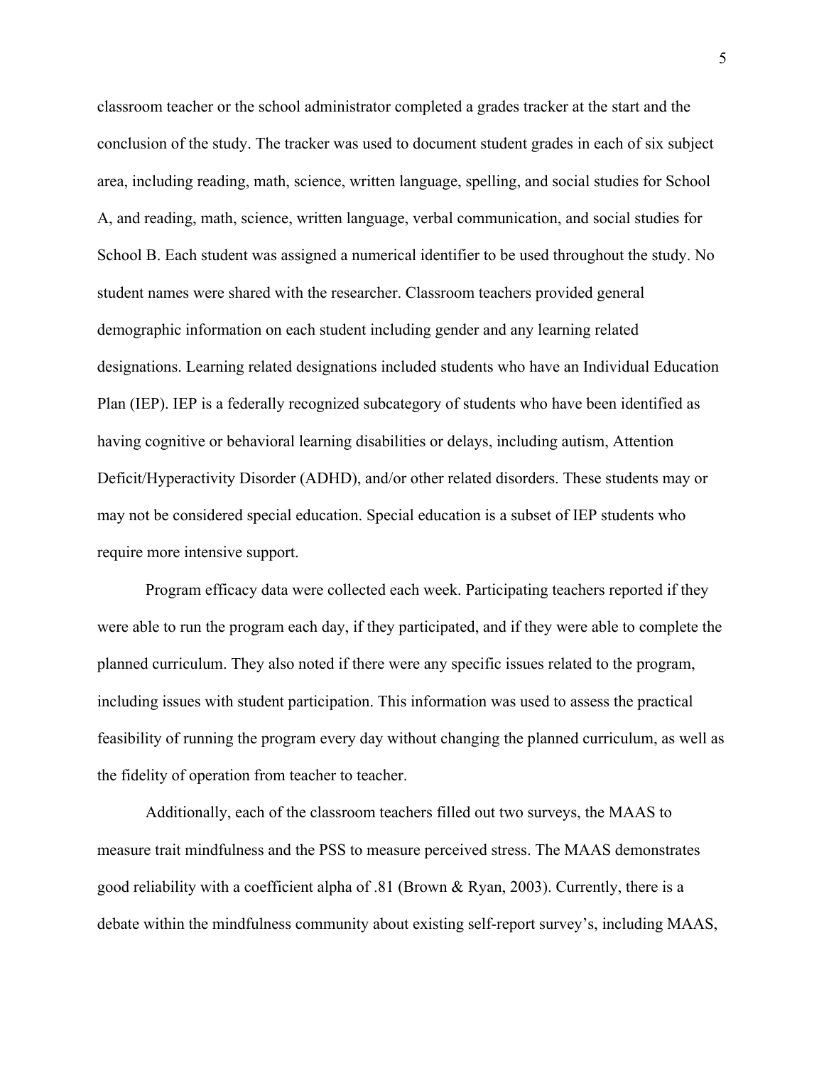classroom teacher or the school administrator completed a grades tracker at the start and the conclusion of the study. The tracker was used to document student grades in each of six subject area, including reading, math, science, written language, spelling, and social studies for School A, and reading, math, science, written language, verbal communication, and social studies for School B. Each student was assigned a numerical identifier to be used throughout the study. No student names were shared with the researcher. Classroom teachers provided general demographic information on each student including gender and any learning related designations. Learning related designations included students who have an Individual Education Plan (IEP). IEP is a federally recognized subcategory of students who have been identified as having cognitive or behavioral learning disabilities or delays, including autism, Attention Deficit/Hyperactivity Disorder (ADHD), and/or other related disorders. These students may or may not be considered special education. Special education is a subset of IEP students who require more intensive support.

Program efficacy data were collected each week. Participating teachers reported if they were able to run the program each day, if they participated, and if they were able to complete the planned curriculum. They also noted if there were any specific issues related to the program, including issues with student participation. This information was used to assess the practical feasibility of running the program every day without changing the planned curriculum, as well as the fidelity of operation from teacher to teacher.

Additionally, each of the classroom teachers filled out two surveys, the MAAS to measure trait mindfulness and the PSS to measure perceived stress. The MAAS demonstrates good reliability with a coefficient alpha of .81 (Brown & Ryan, 2003). Currently, there is a debate within the mindfulness community about existing self-report survey's, including MAAS,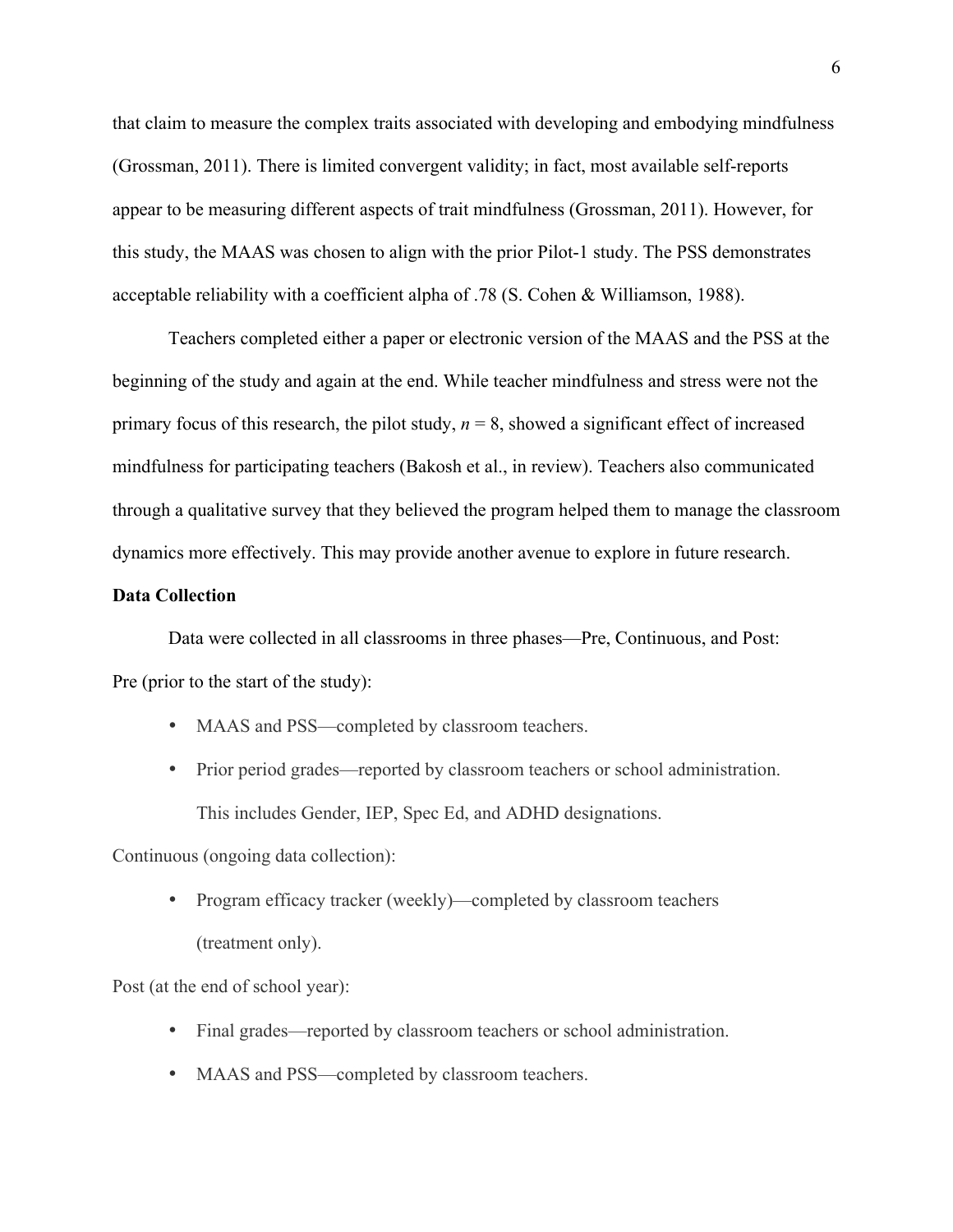that claim to measure the complex traits associated with developing and embodying mindfulness (Grossman, 2011). There is limited convergent validity; in fact, most available self-reports appear to be measuring different aspects of trait mindfulness (Grossman, 2011). However, for this study, the MAAS was chosen to align with the prior Pilot-1 study. The PSS demonstrates acceptable reliability with a coefficient alpha of .78 (S. Cohen & Williamson, 1988).

Teachers completed either a paper or electronic version of the MAAS and the PSS at the beginning of the study and again at the end. While teacher mindfulness and stress were not the primary focus of this research, the pilot study, $n = 8$, showed a significant effect of increased mindfulness for participating teachers (Bakosh et al., in review). Teachers also communicated through a qualitative survey that they believed the program helped them to manage the classroom dynamics more effectively. This may provide another avenue to explore in future research.

**Data Collection**

Data were collected in all classrooms in three phases—Pre, Continuous, and Post:

Pre (prior to the start of the study):

- MAAS and PSS—completed by classroom teachers.
- Prior period grades—reported by classroom teachers or school administration. This includes Gender, IEP, Spec Ed, and ADHD designations.

Continuous (ongoing data collection):

- Program efficacy tracker (weekly)—completed by classroom teachers (treatment only).

Post (at the end of school year):

- Final grades—reported by classroom teachers or school administration.
- MAAS and PSS—completed by classroom teachers.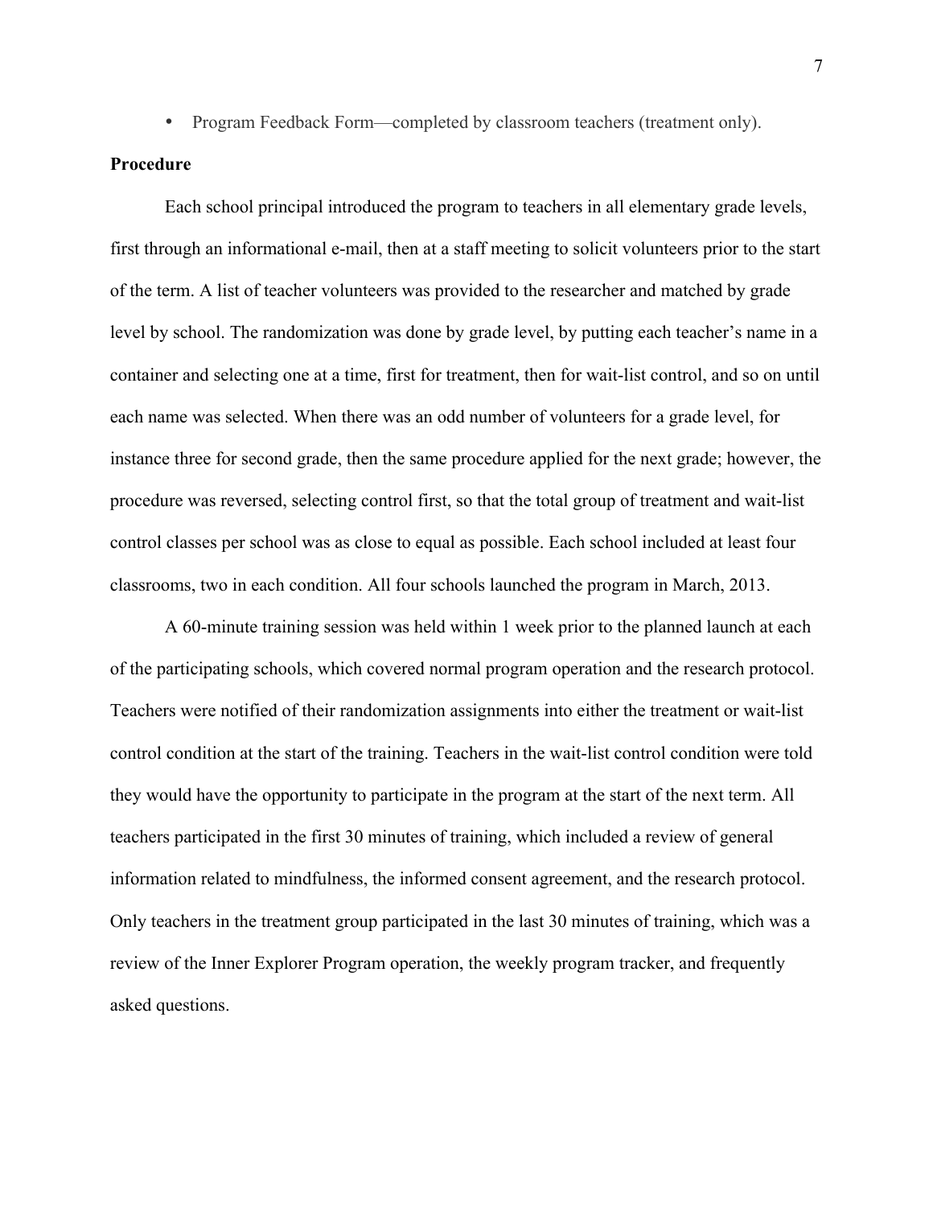- Program Feedback Form—completed by classroom teachers (treatment only).

**Procedure**

Each school principal introduced the program to teachers in all elementary grade levels, first through an informational e-mail, then at a staff meeting to solicit volunteers prior to the start of the term. A list of teacher volunteers was provided to the researcher and matched by grade level by school. The randomization was done by grade level, by putting each teacher's name in a container and selecting one at a time, first for treatment, then for wait-list control, and so on until each name was selected. When there was an odd number of volunteers for a grade level, for instance three for second grade, then the same procedure applied for the next grade; however, the procedure was reversed, selecting control first, so that the total group of treatment and wait-list control classes per school was as close to equal as possible. Each school included at least four classrooms, two in each condition. All four schools launched the program in March, 2013.

A 60-minute training session was held within 1 week prior to the planned launch at each of the participating schools, which covered normal program operation and the research protocol. Teachers were notified of their randomization assignments into either the treatment or wait-list control condition at the start of the training. Teachers in the wait-list control condition were told they would have the opportunity to participate in the program at the start of the next term. All teachers participated in the first 30 minutes of training, which included a review of general information related to mindfulness, the informed consent agreement, and the research protocol. Only teachers in the treatment group participated in the last 30 minutes of training, which was a review of the Inner Explorer Program operation, the weekly program tracker, and frequently asked questions.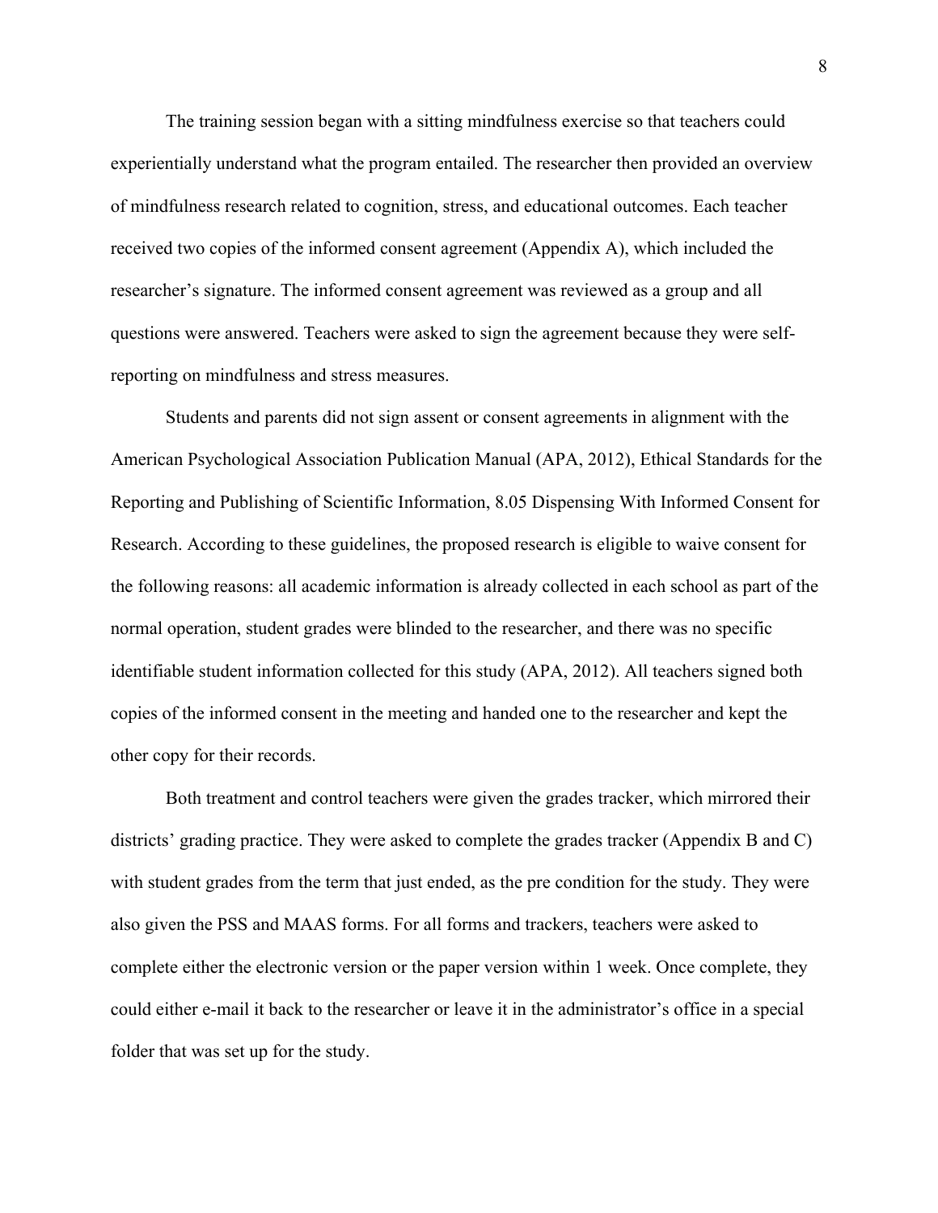The training session began with a sitting mindfulness exercise so that teachers could experientially understand what the program entailed. The researcher then provided an overview of mindfulness research related to cognition, stress, and educational outcomes. Each teacher received two copies of the informed consent agreement (Appendix A), which included the researcher's signature. The informed consent agreement was reviewed as a group and all questions were answered. Teachers were asked to sign the agreement because they were self-reporting on mindfulness and stress measures.

Students and parents did not sign assent or consent agreements in alignment with the American Psychological Association Publication Manual (APA, 2012), Ethical Standards for the Reporting and Publishing of Scientific Information, 8.05 Dispensing With Informed Consent for Research. According to these guidelines, the proposed research is eligible to waive consent for the following reasons: all academic information is already collected in each school as part of the normal operation, student grades were blinded to the researcher, and there was no specific identifiable student information collected for this study (APA, 2012). All teachers signed both copies of the informed consent in the meeting and handed one to the researcher and kept the other copy for their records.

Both treatment and control teachers were given the grades tracker, which mirrored their districts' grading practice. They were asked to complete the grades tracker (Appendix B and C) with student grades from the term that just ended, as the pre condition for the study. They were also given the PSS and MAAS forms. For all forms and trackers, teachers were asked to complete either the electronic version or the paper version within 1 week. Once complete, they could either e-mail it back to the researcher or leave it in the administrator's office in a special folder that was set up for the study.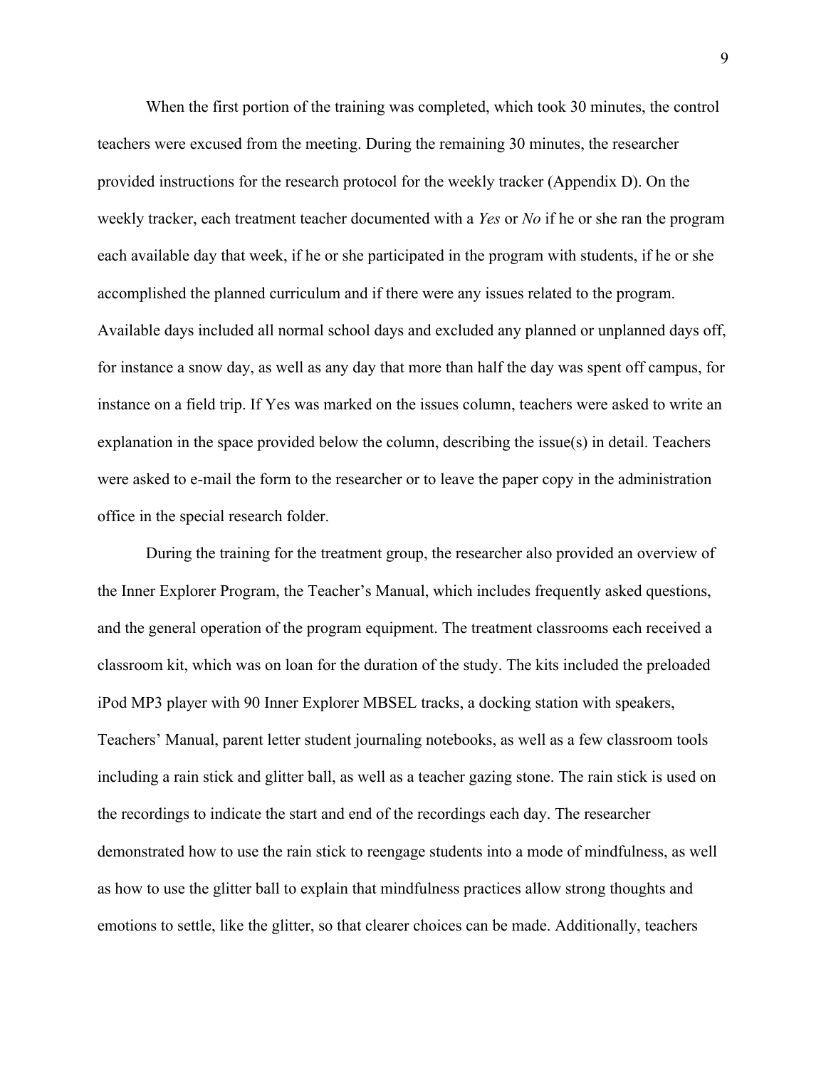When the first portion of the training was completed, which took 30 minutes, the control teachers were excused from the meeting. During the remaining 30 minutes, the researcher provided instructions for the research protocol for the weekly tracker (Appendix D). On the weekly tracker, each treatment teacher documented with a *Yes* or *No* if he or she ran the program each available day that week, if he or she participated in the program with students, if he or she accomplished the planned curriculum and if there were any issues related to the program. Available days included all normal school days and excluded any planned or unplanned days off, for instance a snow day, as well as any day that more than half the day was spent off campus, for instance on a field trip. If Yes was marked on the issues column, teachers were asked to write an explanation in the space provided below the column, describing the issue(s) in detail. Teachers were asked to e-mail the form to the researcher or to leave the paper copy in the administration office in the special research folder.

During the training for the treatment group, the researcher also provided an overview of the Inner Explorer Program, the Teacher's Manual, which includes frequently asked questions, and the general operation of the program equipment. The treatment classrooms each received a classroom kit, which was on loan for the duration of the study. The kits included the preloaded iPod MP3 player with 90 Inner Explorer MBSEL tracks, a docking station with speakers, Teachers' Manual, parent letter student journaling notebooks, as well as a few classroom tools including a rain stick and glitter ball, as well as a teacher gazing stone. The rain stick is used on the recordings to indicate the start and end of the recordings each day. The researcher demonstrated how to use the rain stick to reengage students into a mode of mindfulness, as well as how to use the glitter ball to explain that mindfulness practices allow strong thoughts and emotions to settle, like the glitter, so that clearer choices can be made. Additionally, teachers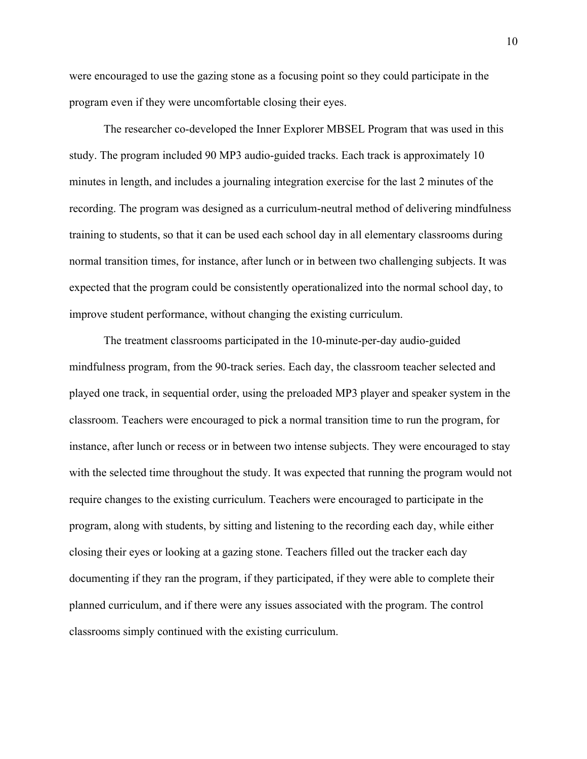were encouraged to use the gazing stone as a focusing point so they could participate in the program even if they were uncomfortable closing their eyes.

The researcher co-developed the Inner Explorer MBSEL Program that was used in this study. The program included 90 MP3 audio-guided tracks. Each track is approximately 10 minutes in length, and includes a journaling integration exercise for the last 2 minutes of the recording. The program was designed as a curriculum-neutral method of delivering mindfulness training to students, so that it can be used each school day in all elementary classrooms during normal transition times, for instance, after lunch or in between two challenging subjects. It was expected that the program could be consistently operationalized into the normal school day, to improve student performance, without changing the existing curriculum.

The treatment classrooms participated in the 10-minute-per-day audio-guided mindfulness program, from the 90-track series. Each day, the classroom teacher selected and played one track, in sequential order, using the preloaded MP3 player and speaker system in the classroom. Teachers were encouraged to pick a normal transition time to run the program, for instance, after lunch or recess or in between two intense subjects. They were encouraged to stay with the selected time throughout the study. It was expected that running the program would not require changes to the existing curriculum. Teachers were encouraged to participate in the program, along with students, by sitting and listening to the recording each day, while either closing their eyes or looking at a gazing stone. Teachers filled out the tracker each day documenting if they ran the program, if they participated, if they were able to complete their planned curriculum, and if there were any issues associated with the program. The control classrooms simply continued with the existing curriculum.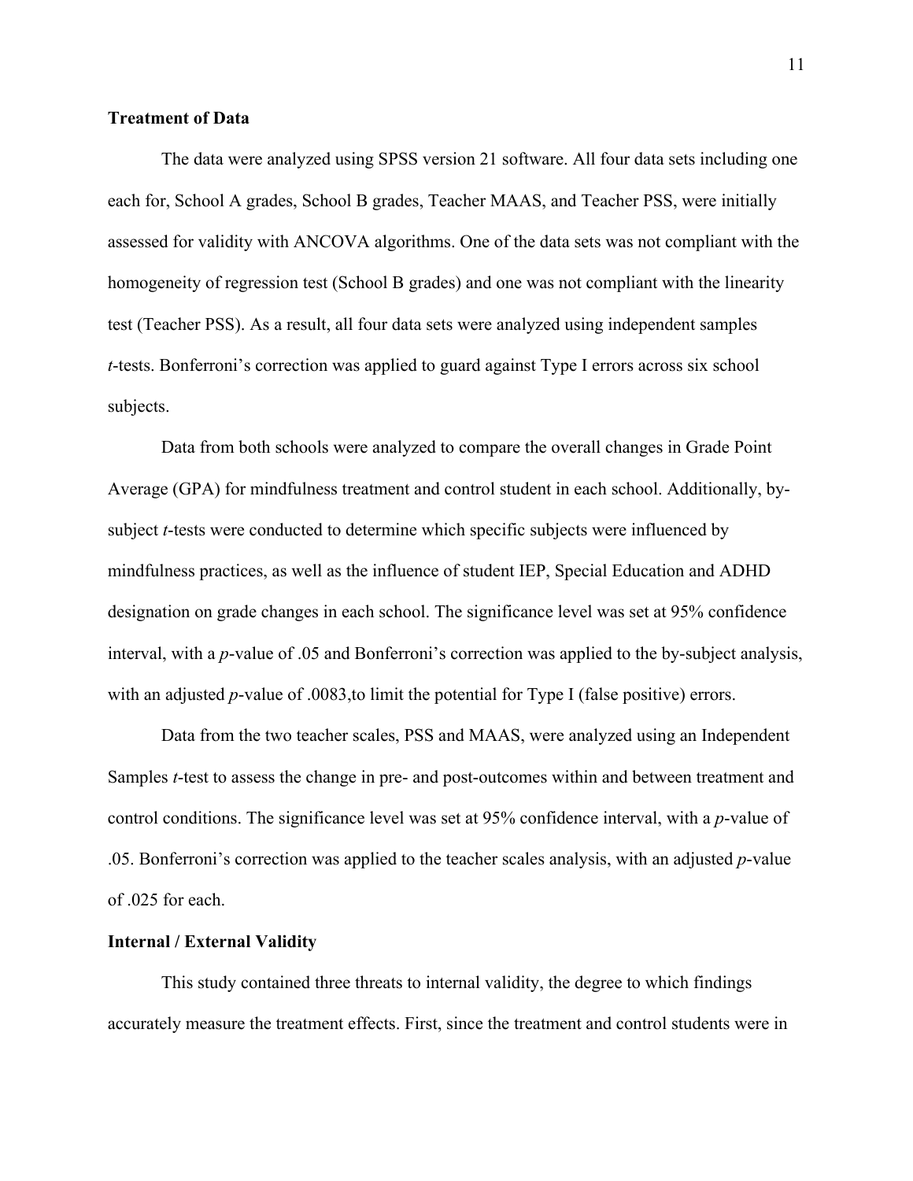### Treatment of Data

The data were analyzed using SPSS version 21 software. All four data sets including one each for, School A grades, School B grades, Teacher MAAS, and Teacher PSS, were initially assessed for validity with ANCOVA algorithms. One of the data sets was not compliant with the homogeneity of regression test (School B grades) and one was not compliant with the linearity test (Teacher PSS). As a result, all four data sets were analyzed using independent samples *t*-tests. Bonferroni's correction was applied to guard against Type I errors across six school subjects.

Data from both schools were analyzed to compare the overall changes in Grade Point Average (GPA) for mindfulness treatment and control student in each school. Additionally, by-subject *t*-tests were conducted to determine which specific subjects were influenced by mindfulness practices, as well as the influence of student IEP, Special Education and ADHD designation on grade changes in each school. The significance level was set at 95% confidence interval, with a *p*-value of .05 and Bonferroni's correction was applied to the by-subject analysis, with an adjusted *p*-value of .0083,to limit the potential for Type I (false positive) errors.

Data from the two teacher scales, PSS and MAAS, were analyzed using an Independent Samples *t*-test to assess the change in pre- and post-outcomes within and between treatment and control conditions. The significance level was set at 95% confidence interval, with a *p*-value of .05. Bonferroni's correction was applied to the teacher scales analysis, with an adjusted *p*-value of .025 for each.

### Internal / External Validity

This study contained three threats to internal validity, the degree to which findings accurately measure the treatment effects. First, since the treatment and control students were in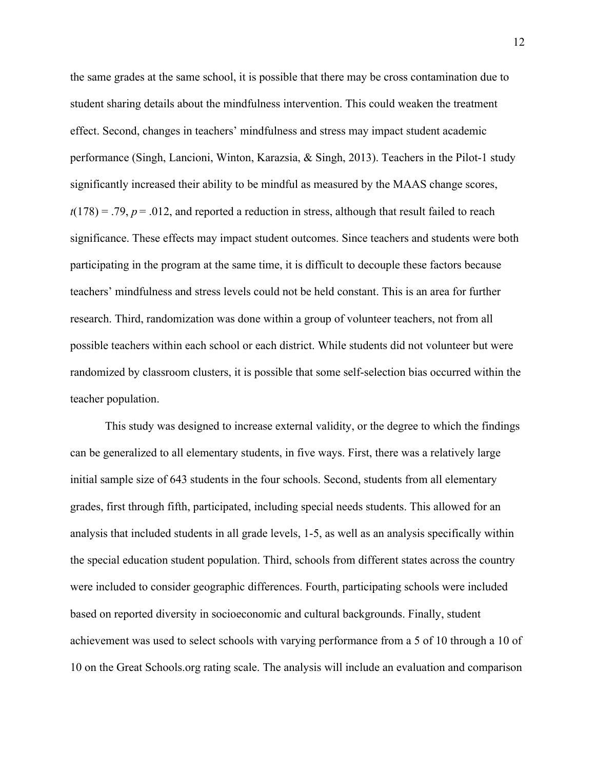the same grades at the same school, it is possible that there may be cross contamination due to student sharing details about the mindfulness intervention. This could weaken the treatment effect. Second, changes in teachers' mindfulness and stress may impact student academic performance (Singh, Lancioni, Winton, Karazsia, & Singh, 2013). Teachers in the Pilot-1 study significantly increased their ability to be mindful as measured by the MAAS change scores, $t(178) = .79$, $p = .012$, and reported a reduction in stress, although that result failed to reach significance. These effects may impact student outcomes. Since teachers and students were both participating in the program at the same time, it is difficult to decouple these factors because teachers' mindfulness and stress levels could not be held constant. This is an area for further research. Third, randomization was done within a group of volunteer teachers, not from all possible teachers within each school or each district. While students did not volunteer but were randomized by classroom clusters, it is possible that some self-selection bias occurred within the teacher population.

This study was designed to increase external validity, or the degree to which the findings can be generalized to all elementary students, in five ways. First, there was a relatively large initial sample size of 643 students in the four schools. Second, students from all elementary grades, first through fifth, participated, including special needs students. This allowed for an analysis that included students in all grade levels, 1-5, as well as an analysis specifically within the special education student population. Third, schools from different states across the country were included to consider geographic differences. Fourth, participating schools were included based on reported diversity in socioeconomic and cultural backgrounds. Finally, student achievement was used to select schools with varying performance from a 5 of 10 through a 10 of 10 on the Great Schools.org rating scale. The analysis will include an evaluation and comparison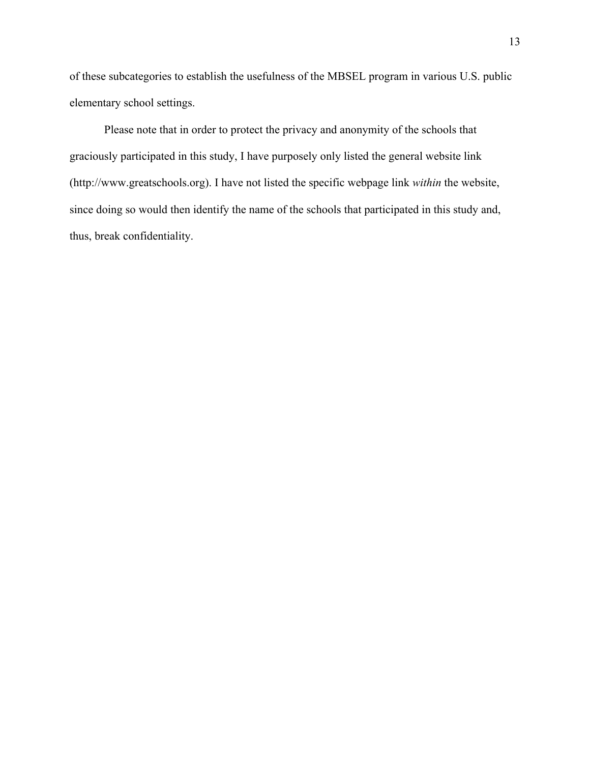of these subcategories to establish the usefulness of the MBSEL program in various U.S. public elementary school settings.

Please note that in order to protect the privacy and anonymity of the schools that graciously participated in this study, I have purposely only listed the general website link (http://www.greatschools.org). I have not listed the specific webpage link *within* the website, since doing so would then identify the name of the schools that participated in this study and, thus, break confidentiality.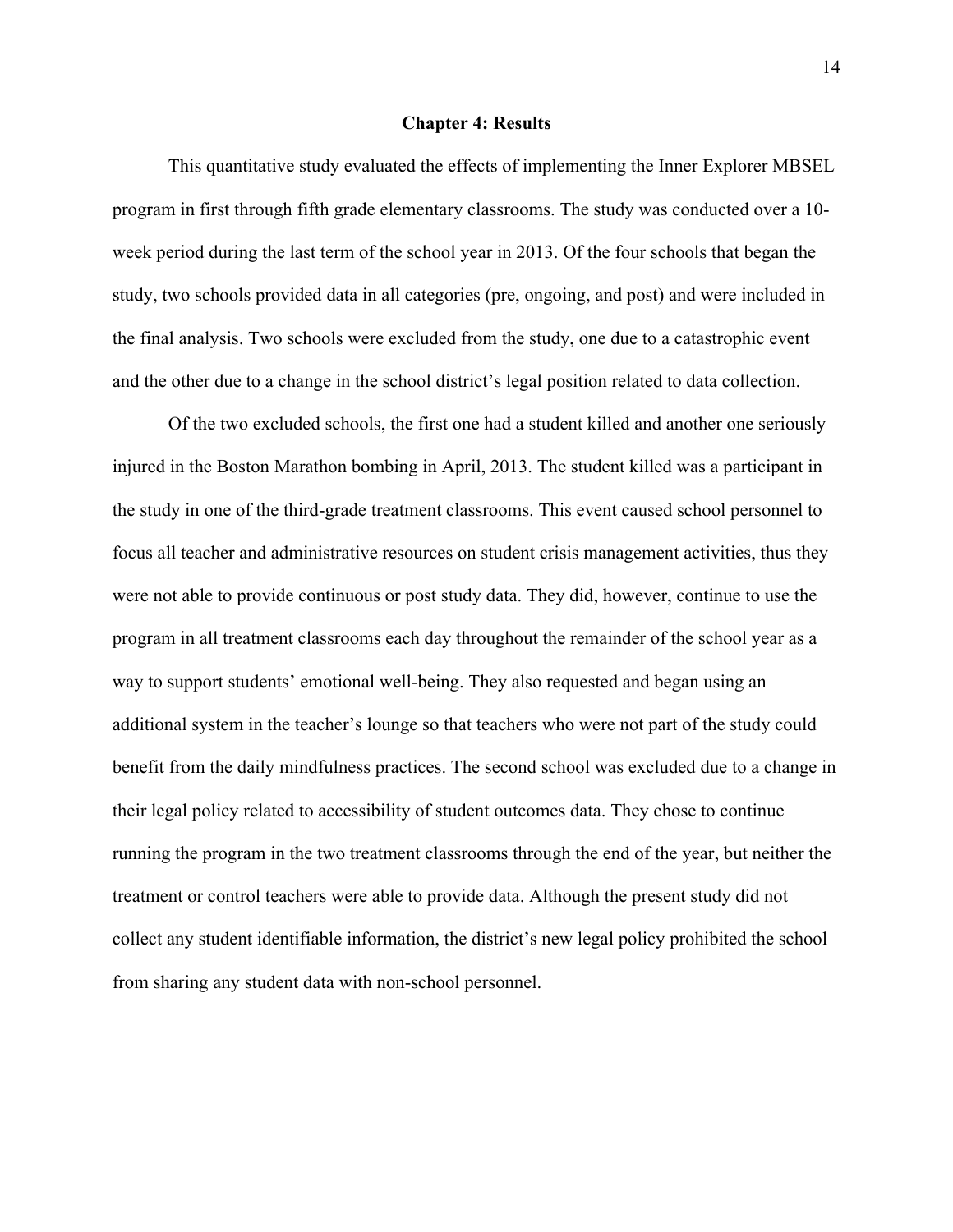## Chapter 4: Results

This quantitative study evaluated the effects of implementing the Inner Explorer MBSEL program in first through fifth grade elementary classrooms. The study was conducted over a 10-week period during the last term of the school year in 2013. Of the four schools that began the study, two schools provided data in all categories (pre, ongoing, and post) and were included in the final analysis. Two schools were excluded from the study, one due to a catastrophic event and the other due to a change in the school district's legal position related to data collection.

Of the two excluded schools, the first one had a student killed and another one seriously injured in the Boston Marathon bombing in April, 2013. The student killed was a participant in the study in one of the third-grade treatment classrooms. This event caused school personnel to focus all teacher and administrative resources on student crisis management activities, thus they were not able to provide continuous or post study data. They did, however, continue to use the program in all treatment classrooms each day throughout the remainder of the school year as a way to support students' emotional well-being. They also requested and began using an additional system in the teacher's lounge so that teachers who were not part of the study could benefit from the daily mindfulness practices. The second school was excluded due to a change in their legal policy related to accessibility of student outcomes data. They chose to continue running the program in the two treatment classrooms through the end of the year, but neither the treatment or control teachers were able to provide data. Although the present study did not collect any student identifiable information, the district's new legal policy prohibited the school from sharing any student data with non-school personnel.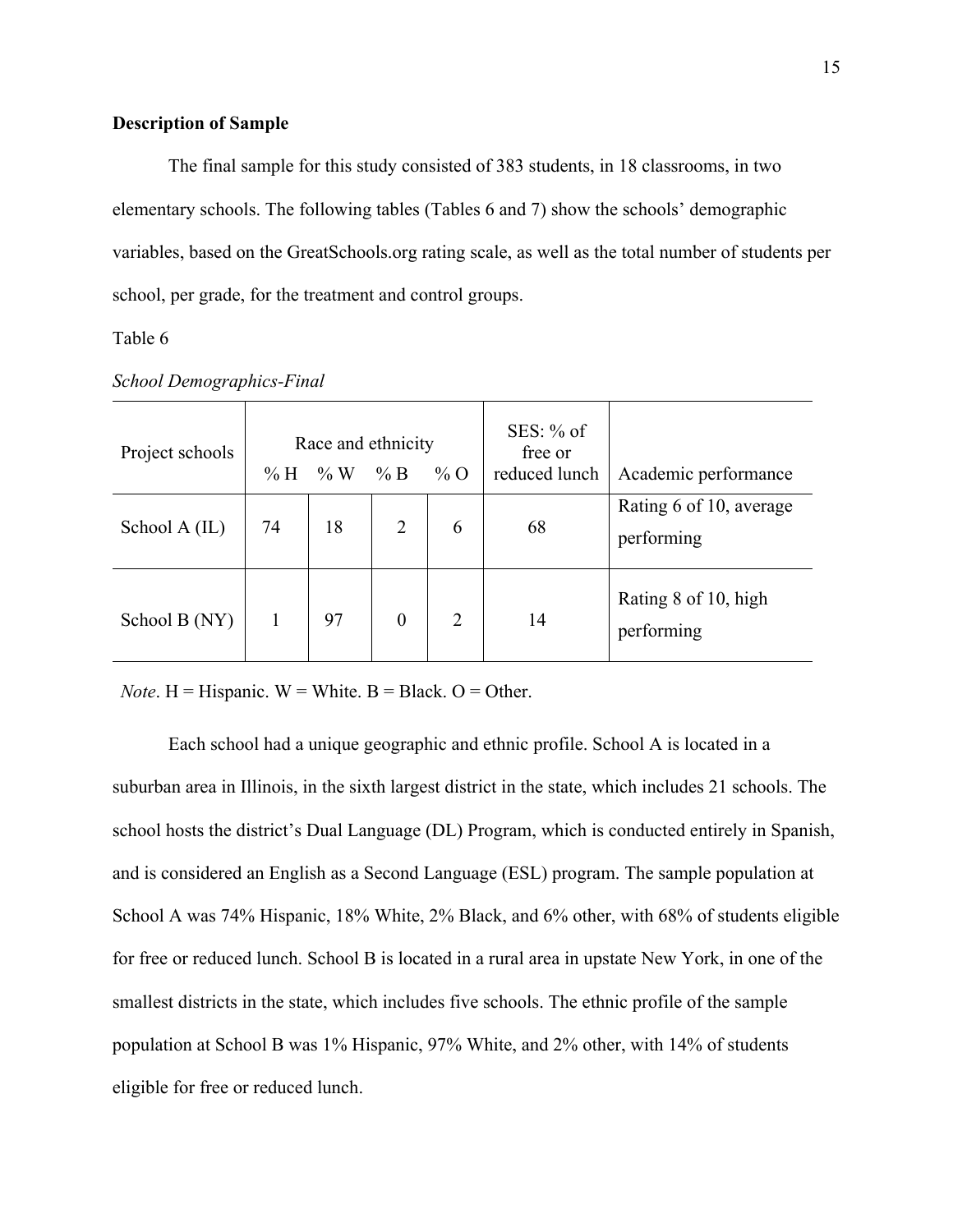**Description of Sample**

The final sample for this study consisted of 383 students, in 18 classrooms, in two elementary schools. The following tables (Tables 6 and 7) show the schools' demographic variables, based on the GreatSchools.org rating scale, as well as the total number of students per school, per grade, for the treatment and control groups.

Table 6

*School Demographics-Final*

| Project schools | Race and ethnicity | | | | SES: % of free or reduced lunch | Academic performance |
|---|---|---|---|---|---|---|
| | % H | % W | % B | % O | | |
| School A (IL) | 74 | 18 | 2 | 6 | 68 | Rating 6 of 10, average performing |
| School B (NY) | 1 | 97 | 0 | 2 | 14 | Rating 8 of 10, high performing |

*Note*. H = Hispanic. W = White. B = Black. O = Other.

Each school had a unique geographic and ethnic profile. School A is located in a suburban area in Illinois, in the sixth largest district in the state, which includes 21 schools. The school hosts the district's Dual Language (DL) Program, which is conducted entirely in Spanish, and is considered an English as a Second Language (ESL) program. The sample population at School A was 74% Hispanic, 18% White, 2% Black, and 6% other, with 68% of students eligible for free or reduced lunch. School B is located in a rural area in upstate New York, in one of the smallest districts in the state, which includes five schools. The ethnic profile of the sample population at School B was 1% Hispanic, 97% White, and 2% other, with 14% of students eligible for free or reduced lunch.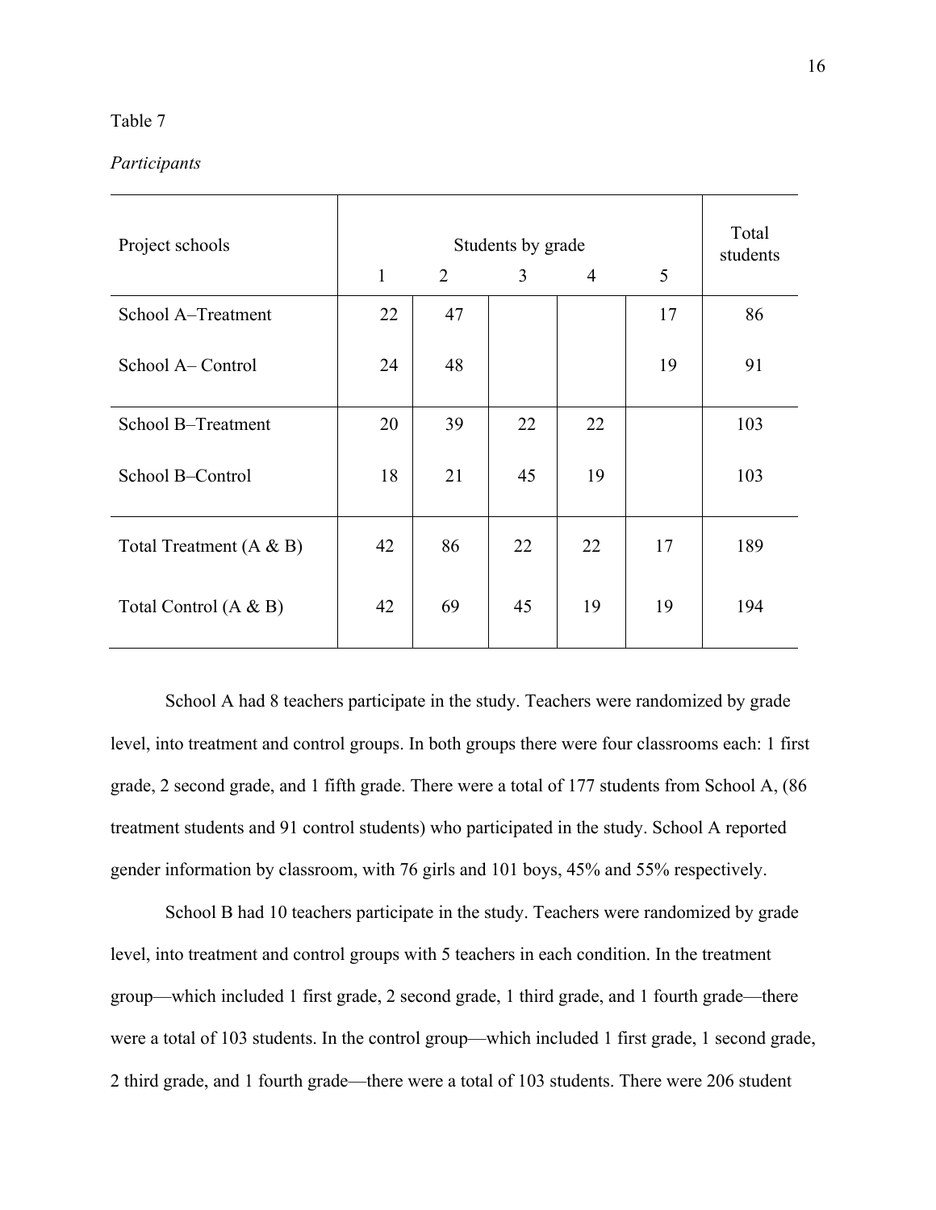Table 7

*Participants*

| Project schools | Students by grade | | | | | Total students |
|---|---|---|---|---|---|---|
| | 1 | 2 | 3 | 4 | 5 | |
| School A–Treatment | 22 | 47 | | | 17 | 86 |
| School A– Control | 24 | 48 | | | 19 | 91 |
| School B–Treatment | 20 | 39 | 22 | 22 | | 103 |
| School B–Control | 18 | 21 | 45 | 19 | | 103 |
| Total Treatment (A & B) | 42 | 86 | 22 | 22 | 17 | 189 |
| Total Control (A & B) | 42 | 69 | 45 | 19 | 19 | 194 |

School A had 8 teachers participate in the study. Teachers were randomized by grade level, into treatment and control groups. In both groups there were four classrooms each: 1 first grade, 2 second grade, and 1 fifth grade. There were a total of 177 students from School A, (86 treatment students and 91 control students) who participated in the study. School A reported gender information by classroom, with 76 girls and 101 boys, 45% and 55% respectively.

School B had 10 teachers participate in the study. Teachers were randomized by grade level, into treatment and control groups with 5 teachers in each condition. In the treatment group—which included 1 first grade, 2 second grade, 1 third grade, and 1 fourth grade—there were a total of 103 students. In the control group—which included 1 first grade, 1 second grade, 2 third grade, and 1 fourth grade—there were a total of 103 students. There were 206 student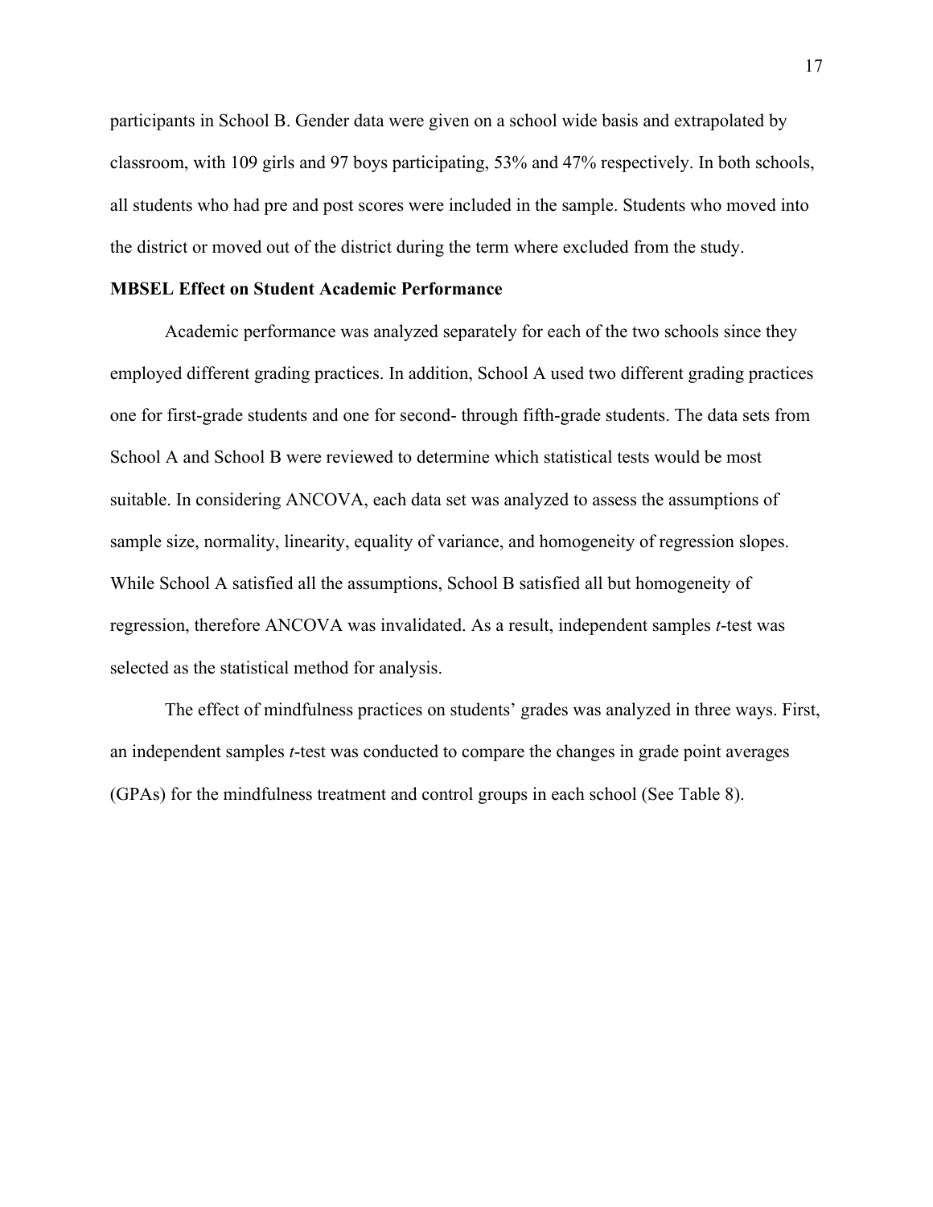participants in School B. Gender data were given on a school wide basis and extrapolated by classroom, with 109 girls and 97 boys participating, 53% and 47% respectively. In both schools, all students who had pre and post scores were included in the sample. Students who moved into the district or moved out of the district during the term where excluded from the study.

**MBSEL Effect on Student Academic Performance**

Academic performance was analyzed separately for each of the two schools since they employed different grading practices. In addition, School A used two different grading practices one for first-grade students and one for second- through fifth-grade students. The data sets from School A and School B were reviewed to determine which statistical tests would be most suitable. In considering ANCOVA, each data set was analyzed to assess the assumptions of sample size, normality, linearity, equality of variance, and homogeneity of regression slopes. While School A satisfied all the assumptions, School B satisfied all but homogeneity of regression, therefore ANCOVA was invalidated. As a result, independent samples *t*-test was selected as the statistical method for analysis.

The effect of mindfulness practices on students' grades was analyzed in three ways. First, an independent samples *t*-test was conducted to compare the changes in grade point averages (GPAs) for the mindfulness treatment and control groups in each school (See Table 8).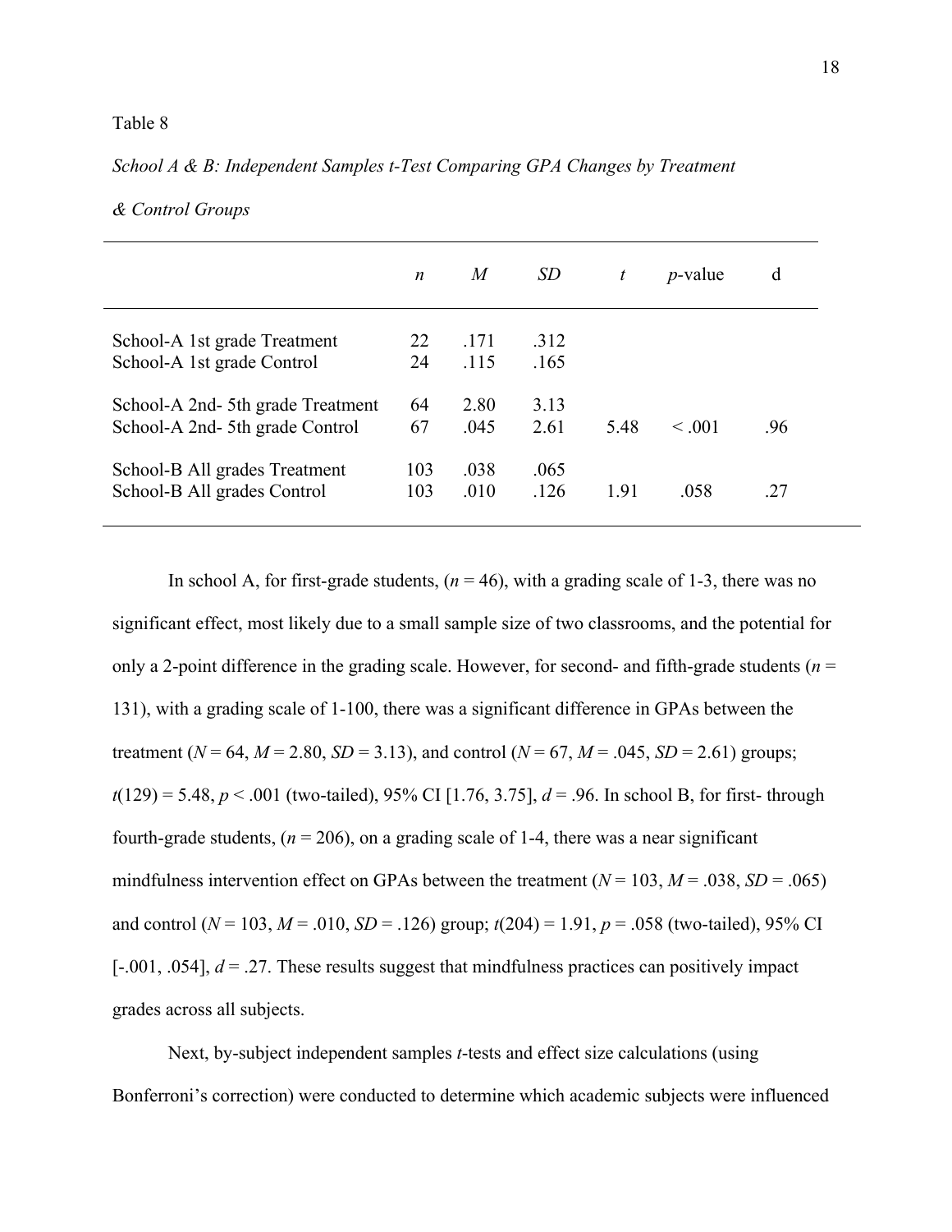Table 8

*School A & B: Independent Samples t-Test Comparing GPA Changes by Treatment & Control Groups*

| | *n* | *M* | *SD* | *t* | *p*-value | d |
|---|---|---|---|---|---|---|
| School-A 1st grade Treatment | 22 | .171 | .312 | | | |
| School-A 1st grade Control | 24 | .115 | .165 | | | |
| School-A 2nd- 5th grade Treatment | 64 | 2.80 | 3.13 | | | |
| School-A 2nd- 5th grade Control | 67 | .045 | 2.61 | 5.48 | < .001 | .96 |
| School-B All grades Treatment | 103 | .038 | .065 | | | |
| School-B All grades Control | 103 | .010 | .126 | 1.91 | .058 | .27 |

In school A, for first-grade students, ($n$ = 46), with a grading scale of 1-3, there was no significant effect, most likely due to a small sample size of two classrooms, and the potential for only a 2-point difference in the grading scale. However, for second- and fifth-grade students ($n$ = 131), with a grading scale of 1-100, there was a significant difference in GPAs between the treatment ($N$ = 64, $M$ = 2.80, $SD$ = 3.13), and control ($N$ = 67, $M$ = .045, $SD$ = 2.61) groups; $t(129) = 5.48$, $p < .001$ (two-tailed), 95% CI [1.76, 3.75], $d$ = .96. In school B, for first- through fourth-grade students, ($n$ = 206), on a grading scale of 1-4, there was a near significant mindfulness intervention effect on GPAs between the treatment ($N$ = 103, $M$ = .038, $SD$ = .065) and control ($N$ = 103, $M$ = .010, $SD$ = .126) group; $t(204) = 1.91$, $p = .058$ (two-tailed), 95% CI [-.001, .054], $d$ = .27. These results suggest that mindfulness practices can positively impact grades across all subjects.

Next, by-subject independent samples *t*-tests and effect size calculations (using Bonferroni's correction) were conducted to determine which academic subjects were influenced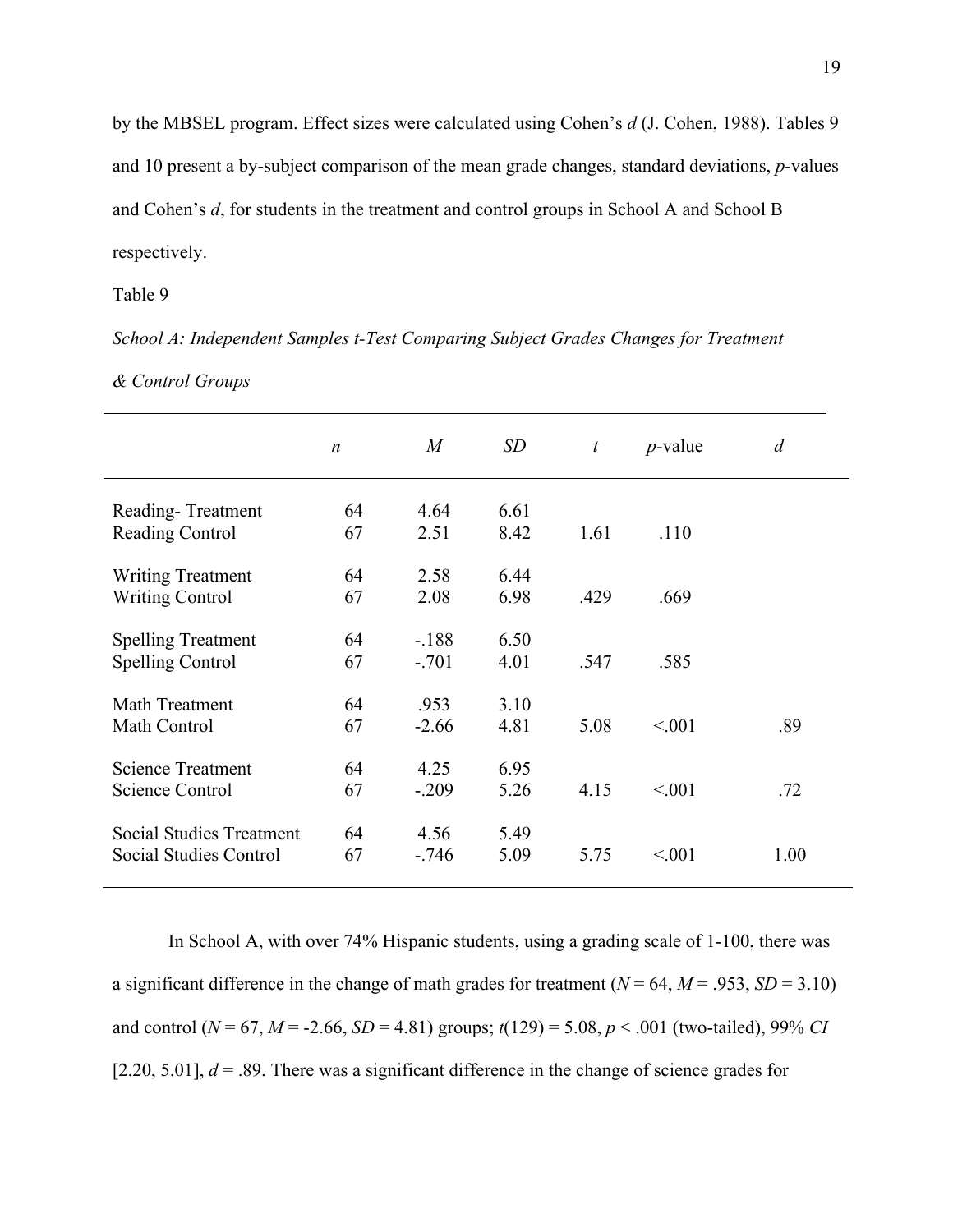by the MBSEL program. Effect sizes were calculated using Cohen's *d* (J. Cohen, 1988). Tables 9 and 10 present a by-subject comparison of the mean grade changes, standard deviations, *p*-values and Cohen's *d*, for students in the treatment and control groups in School A and School B respectively.

Table 9

*School A: Independent Samples t-Test Comparing Subject Grades Changes for Treatment & Control Groups*

| | *n* | *M* | *SD* | *t* | *p*-value | *d* |
|---|---|---|---|---|---|---|
| Reading- Treatment | 64 | 4.64 | 6.61 | | | |
| Reading Control | 67 | 2.51 | 8.42 | 1.61 | .110 | |
| Writing Treatment | 64 | 2.58 | 6.44 | | | |
| Writing Control | 67 | 2.08 | 6.98 | .429 | .669 | |
| Spelling Treatment | 64 | -.188 | 6.50 | | | |
| Spelling Control | 67 | -.701 | 4.01 | .547 | .585 | |
| Math Treatment | 64 | .953 | 3.10 | | | |
| Math Control | 67 | -2.66 | 4.81 | 5.08 | <.001 | .89 |
| Science Treatment | 64 | 4.25 | 6.95 | | | |
| Science Control | 67 | -.209 | 5.26 | 4.15 | <.001 | .72 |
| Social Studies Treatment | 64 | 4.56 | 5.49 | | | |
| Social Studies Control | 67 | -.746 | 5.09 | 5.75 | <.001 | 1.00 |

In School A, with over 74% Hispanic students, using a grading scale of 1-100, there was a significant difference in the change of math grades for treatment ($N = 64$, $M = .953$, $SD = 3.10$) and control ($N = 67$, $M = -2.66$, $SD = 4.81$) groups; $t(129) = 5.08$, $p < .001$ (two-tailed), 99% *CI* [2.20, 5.01], $d = .89$. There was a significant difference in the change of science grades for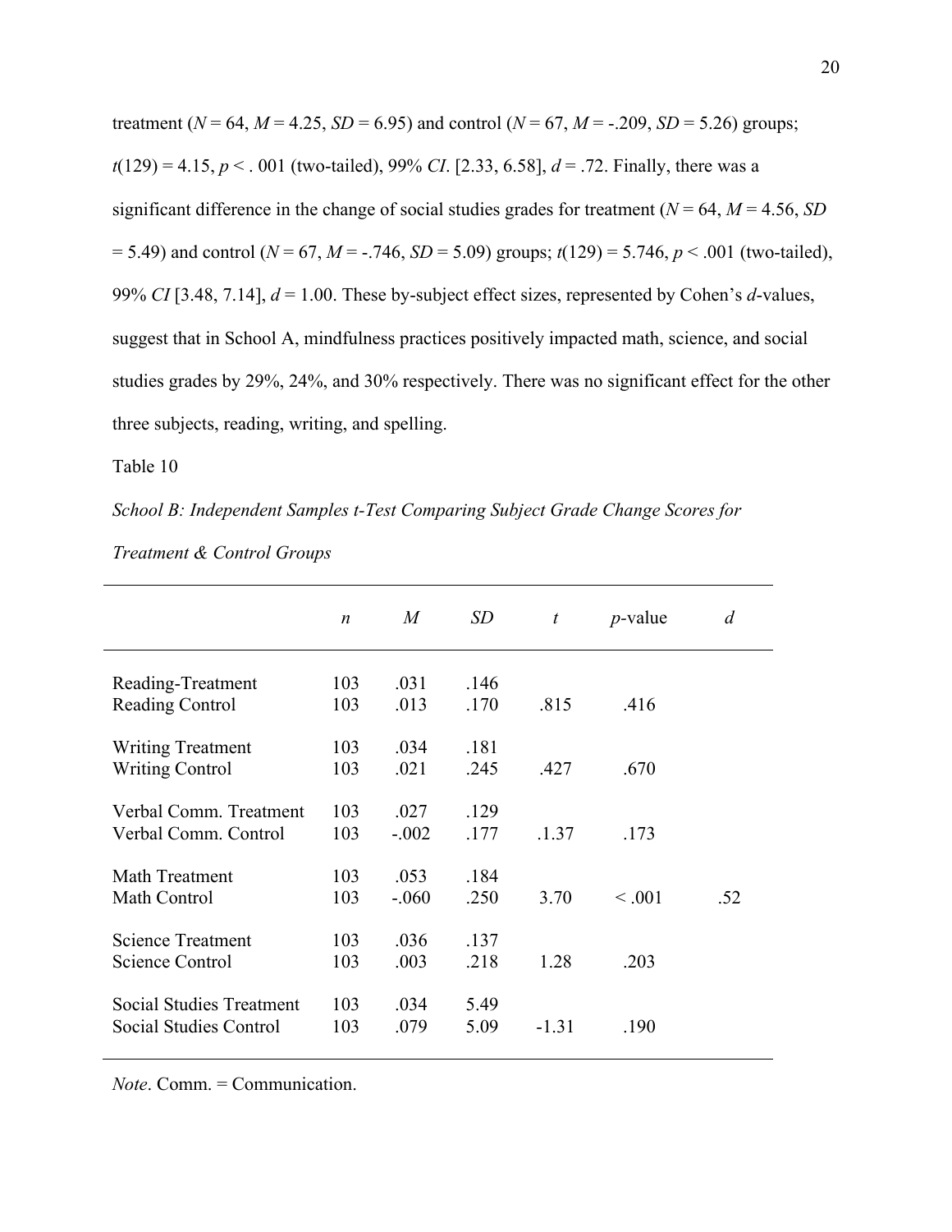treatment ($N = 64$, $M = 4.25$, $SD = 6.95$) and control ($N = 67$, $M = -.209$, $SD = 5.26$) groups; $t(129) = 4.15$, $p < .001$ (two-tailed), 99% *CI*. [2.33, 6.58], $d = .72$. Finally, there was a significant difference in the change of social studies grades for treatment ($N = 64$, $M = 4.56$, $SD = 5.49$) and control ($N = 67$, $M = -.746$, $SD = 5.09$) groups; $t(129) = 5.746$, $p < .001$ (two-tailed), 99% *CI* [3.48, 7.14], $d = 1.00$. These by-subject effect sizes, represented by Cohen's *d*-values, suggest that in School A, mindfulness practices positively impacted math, science, and social studies grades by 29%, 24%, and 30% respectively. There was no significant effect for the other three subjects, reading, writing, and spelling.

Table 10

*School B: Independent Samples t-Test Comparing Subject Grade Change Scores for Treatment & Control Groups*

| | *n* | *M* | *SD* | *t* | *p*-value | *d* |
|---|---|---|---|---|---|---|
| Reading-Treatment | 103 | .031 | .146 | | | |
| Reading Control | 103 | .013 | .170 | .815 | .416 | |
| Writing Treatment | 103 | .034 | .181 | | | |
| Writing Control | 103 | .021 | .245 | .427 | .670 | |
| Verbal Comm. Treatment | 103 | .027 | .129 | | | |
| Verbal Comm. Control | 103 | -.002 | .177 | .1.37 | .173 | |
| Math Treatment | 103 | .053 | .184 | | | |
| Math Control | 103 | -.060 | .250 | 3.70 | < .001 | .52 |
| Science Treatment | 103 | .036 | .137 | | | |
| Science Control | 103 | .003 | .218 | 1.28 | .203 | |
| Social Studies Treatment | 103 | .034 | 5.49 | | | |
| Social Studies Control | 103 | .079 | 5.09 | -1.31 | .190 | |

*Note*. Comm. = Communication.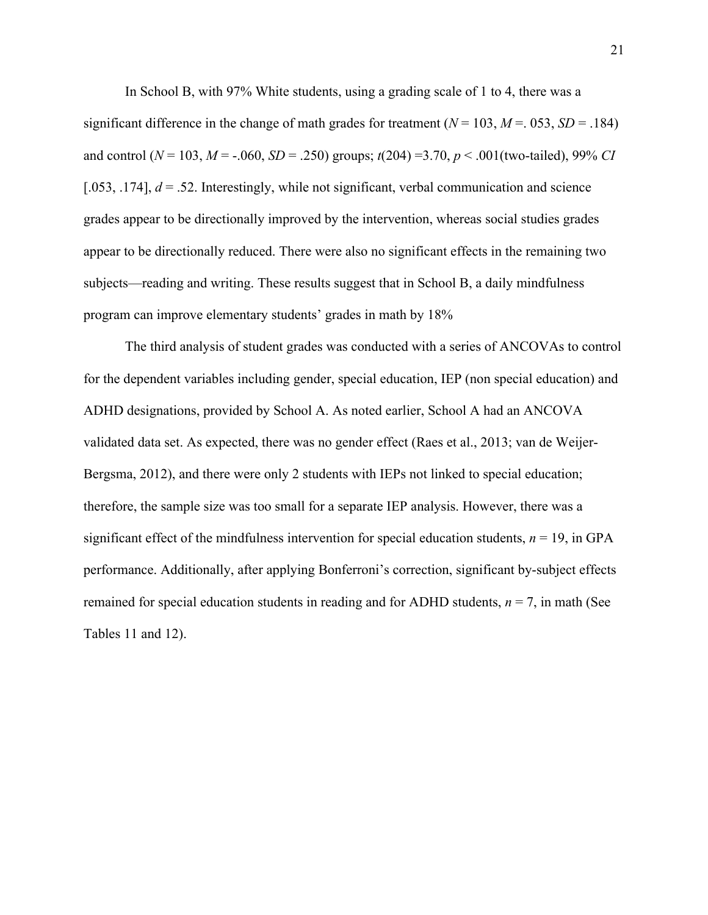In School B, with 97% White students, using a grading scale of 1 to 4, there was a significant difference in the change of math grades for treatment ($N$ = 103, $M$ =. 053, $SD$ = .184) and control ($N$ = 103, $M$ = -.060, $SD$ = .250) groups; $t(204)$ =3.70, $p$ < .001(two-tailed), 99% *CI* [.053, .174], $d$ = .52. Interestingly, while not significant, verbal communication and science grades appear to be directionally improved by the intervention, whereas social studies grades appear to be directionally reduced. There were also no significant effects in the remaining two subjects—reading and writing. These results suggest that in School B, a daily mindfulness program can improve elementary students' grades in math by 18%

The third analysis of student grades was conducted with a series of ANCOVAs to control for the dependent variables including gender, special education, IEP (non special education) and ADHD designations, provided by School A. As noted earlier, School A had an ANCOVA validated data set. As expected, there was no gender effect (Raes et al., 2013; van de Weijer-Bergsma, 2012), and there were only 2 students with IEPs not linked to special education; therefore, the sample size was too small for a separate IEP analysis. However, there was a significant effect of the mindfulness intervention for special education students, $n$ = 19, in GPA performance. Additionally, after applying Bonferroni's correction, significant by-subject effects remained for special education students in reading and for ADHD students, $n$ = 7, in math (See Tables 11 and 12).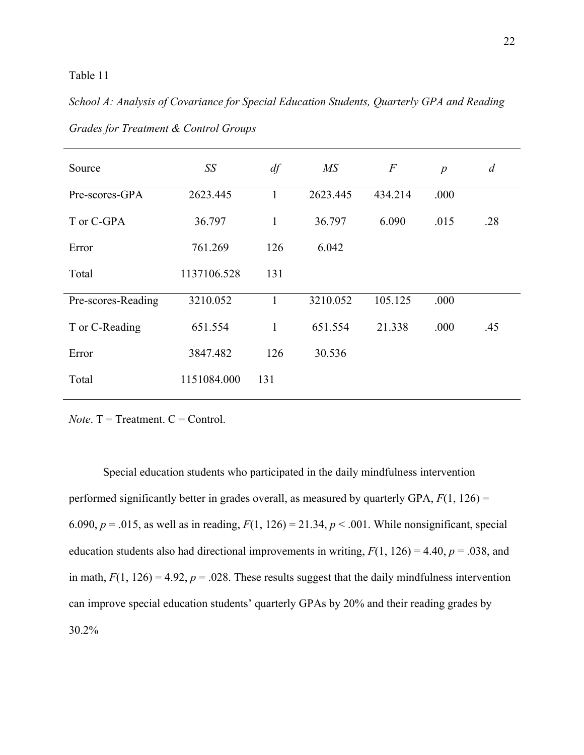Table 11

*School A: Analysis of Covariance for Special Education Students, Quarterly GPA and Reading Grades for Treatment & Control Groups*

| Source | *SS* | *df* | *MS* | *F* | *p* | *d* |
|---|---|---|---|---|---|---|
| Pre-scores-GPA | 2623.445 | 1 | 2623.445 | 434.214 | .000 | |
| T or C-GPA | 36.797 | 1 | 36.797 | 6.090 | .015 | .28 |
| Error | 761.269 | 126 | 6.042 | | | |
| Total | 1137106.528 | 131 | | | | |
| Pre-scores-Reading | 3210.052 | 1 | 3210.052 | 105.125 | .000 | |
| T or C-Reading | 651.554 | 1 | 651.554 | 21.338 | .000 | .45 |
| Error | 3847.482 | 126 | 30.536 | | | |
| Total | 1151084.000 | 131 | | | | |

*Note*. T = Treatment. C = Control.

Special education students who participated in the daily mindfulness intervention performed significantly better in grades overall, as measured by quarterly GPA, $F(1, 126) = 6.090$, $p = .015$, as well as in reading, $F(1, 126) = 21.34$, $p < .001$. While nonsignificant, special education students also had directional improvements in writing, $F(1, 126) = 4.40$, $p = .038$, and in math, $F(1, 126) = 4.92$, $p = .028$. These results suggest that the daily mindfulness intervention can improve special education students' quarterly GPAs by 20% and their reading grades by 30.2%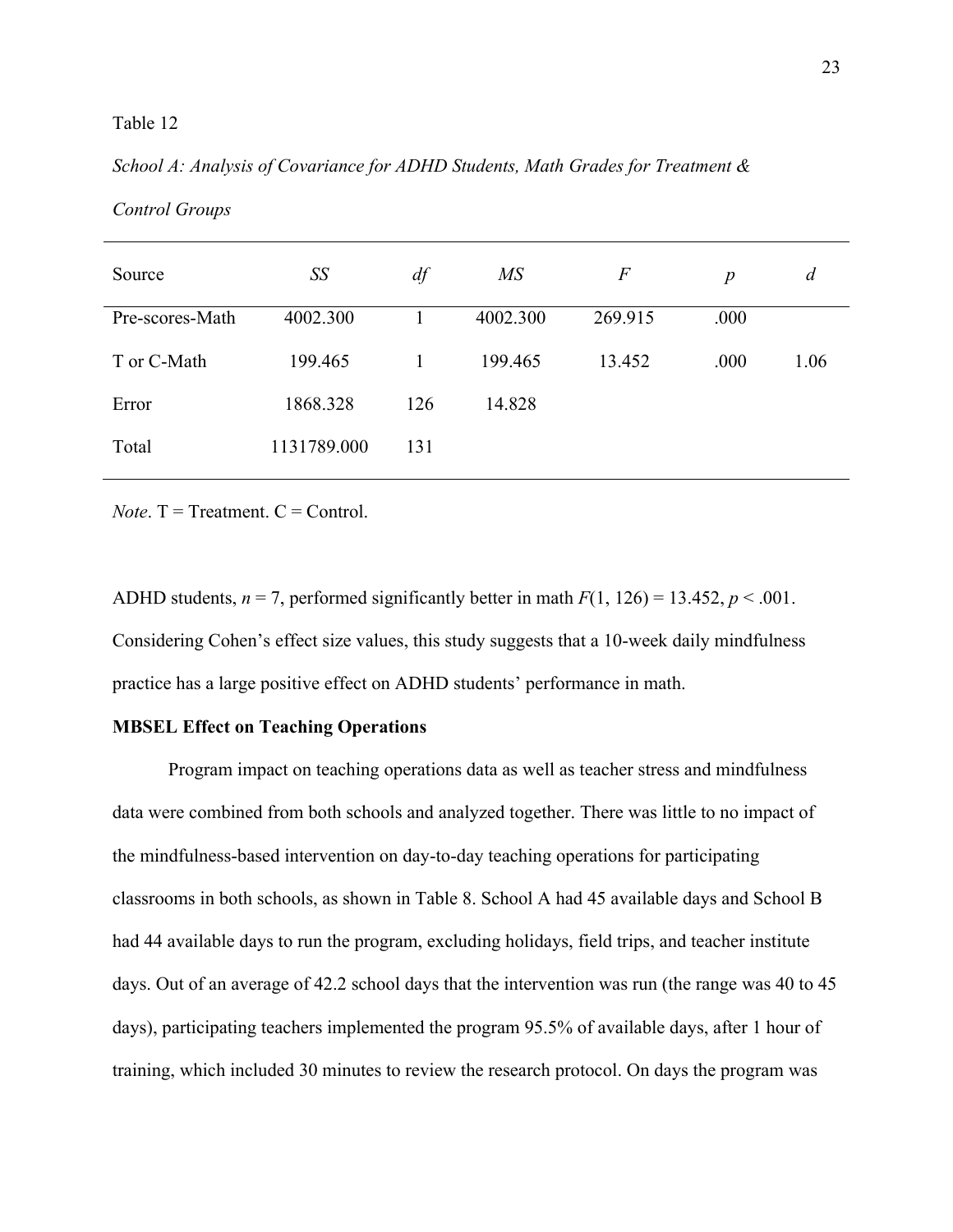Table 12

*School A: Analysis of Covariance for ADHD Students, Math Grades for Treatment & Control Groups*

| Source | *SS* | *df* | *MS* | *F* | *p* | *d* |
|---|---|---|---|---|---|---|
| Pre-scores-Math | 4002.300 | 1 | 4002.300 | 269.915 | .000 | |
| T or C-Math | 199.465 | 1 | 199.465 | 13.452 | .000 | 1.06 |
| Error | 1868.328 | 126 | 14.828 | | | |
| Total | 1131789.000 | 131 | | | | |

*Note*. T = Treatment. C = Control.

ADHD students, $n = 7$, performed significantly better in math $F(1, 126) = 13.452$, $p < .001$. Considering Cohen's effect size values, this study suggests that a 10-week daily mindfulness practice has a large positive effect on ADHD students' performance in math.

**MBSEL Effect on Teaching Operations**

Program impact on teaching operations data as well as teacher stress and mindfulness data were combined from both schools and analyzed together. There was little to no impact of the mindfulness-based intervention on day-to-day teaching operations for participating classrooms in both schools, as shown in Table 8. School A had 45 available days and School B had 44 available days to run the program, excluding holidays, field trips, and teacher institute days. Out of an average of 42.2 school days that the intervention was run (the range was 40 to 45 days), participating teachers implemented the program 95.5% of available days, after 1 hour of training, which included 30 minutes to review the research protocol. On days the program was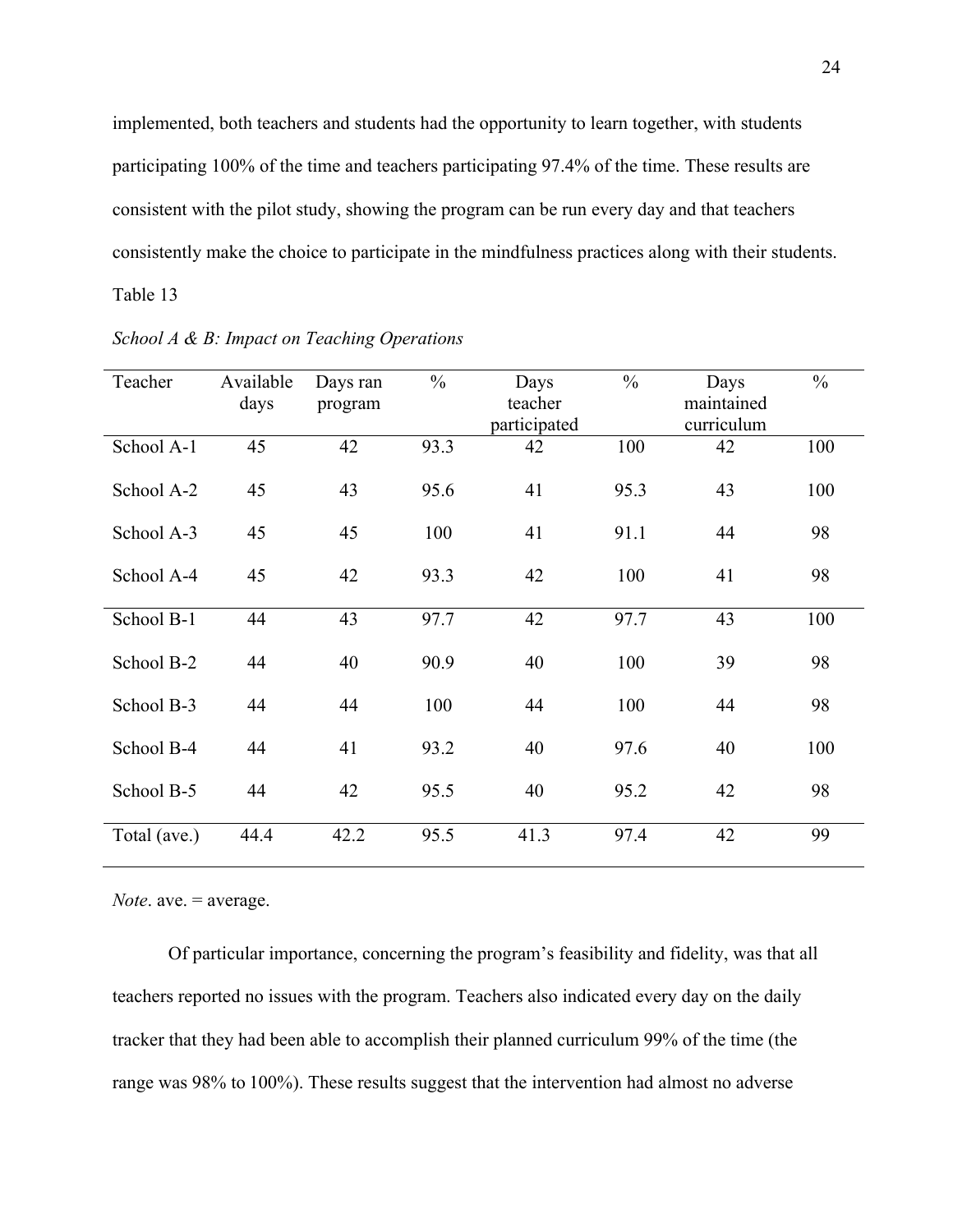implemented, both teachers and students had the opportunity to learn together, with students participating 100% of the time and teachers participating 97.4% of the time. These results are consistent with the pilot study, showing the program can be run every day and that teachers consistently make the choice to participate in the mindfulness practices along with their students.

Table 13

*School A & B: Impact on Teaching Operations*

| Teacher | Available days | Days ran program | % | Days teacher participated | % | Days maintained curriculum | % |
|---|---|---|---|---|---|---|---|
| School A-1 | 45 | 42 | 93.3 | 42 | 100 | 42 | 100 |
| School A-2 | 45 | 43 | 95.6 | 41 | 95.3 | 43 | 100 |
| School A-3 | 45 | 45 | 100 | 41 | 91.1 | 44 | 98 |
| School A-4 | 45 | 42 | 93.3 | 42 | 100 | 41 | 98 |
| School B-1 | 44 | 43 | 97.7 | 42 | 97.7 | 43 | 100 |
| School B-2 | 44 | 40 | 90.9 | 40 | 100 | 39 | 98 |
| School B-3 | 44 | 44 | 100 | 44 | 100 | 44 | 98 |
| School B-4 | 44 | 41 | 93.2 | 40 | 97.6 | 40 | 100 |
| School B-5 | 44 | 42 | 95.5 | 40 | 95.2 | 42 | 98 |
| Total (ave.) | 44.4 | 42.2 | 95.5 | 41.3 | 97.4 | 42 | 99 |

*Note*. ave. = average.

Of particular importance, concerning the program's feasibility and fidelity, was that all teachers reported no issues with the program. Teachers also indicated every day on the daily tracker that they had been able to accomplish their planned curriculum 99% of the time (the range was 98% to 100%). These results suggest that the intervention had almost no adverse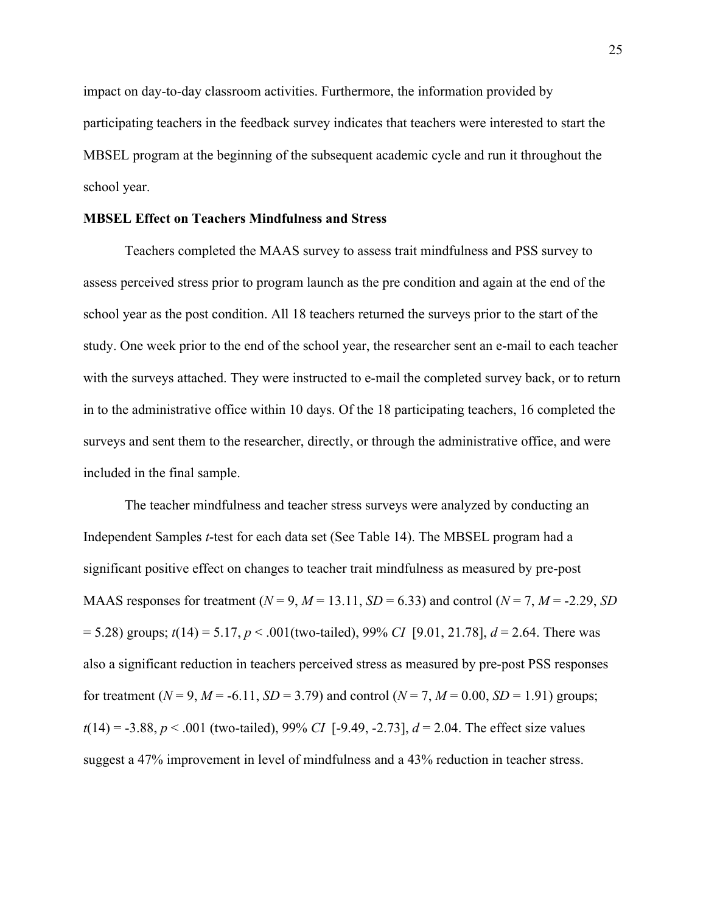impact on day-to-day classroom activities. Furthermore, the information provided by participating teachers in the feedback survey indicates that teachers were interested to start the MBSEL program at the beginning of the subsequent academic cycle and run it throughout the school year.

**MBSEL Effect on Teachers Mindfulness and Stress**

Teachers completed the MAAS survey to assess trait mindfulness and PSS survey to assess perceived stress prior to program launch as the pre condition and again at the end of the school year as the post condition. All 18 teachers returned the surveys prior to the start of the study. One week prior to the end of the school year, the researcher sent an e-mail to each teacher with the surveys attached. They were instructed to e-mail the completed survey back, or to return in to the administrative office within 10 days. Of the 18 participating teachers, 16 completed the surveys and sent them to the researcher, directly, or through the administrative office, and were included in the final sample.

The teacher mindfulness and teacher stress surveys were analyzed by conducting an Independent Samples *t*-test for each data set (See Table 14). The MBSEL program had a significant positive effect on changes to teacher trait mindfulness as measured by pre-post MAAS responses for treatment ($N = 9$, $M = 13.11$, $SD = 6.33$) and control ($N = 7$, $M = -2.29$, $SD = 5.28$) groups; $t(14) = 5.17$, $p < .001$(two-tailed), 99% *CI* [9.01, 21.78], $d = 2.64$. There was also a significant reduction in teachers perceived stress as measured by pre-post PSS responses for treatment ($N = 9$, $M = -6.11$, $SD = 3.79$) and control ($N = 7$, $M = 0.00$, $SD = 1.91$) groups; $t(14) = -3.88$, $p < .001$ (two-tailed), 99% *CI* [-9.49, -2.73], $d = 2.04$. The effect size values suggest a 47% improvement in level of mindfulness and a 43% reduction in teacher stress.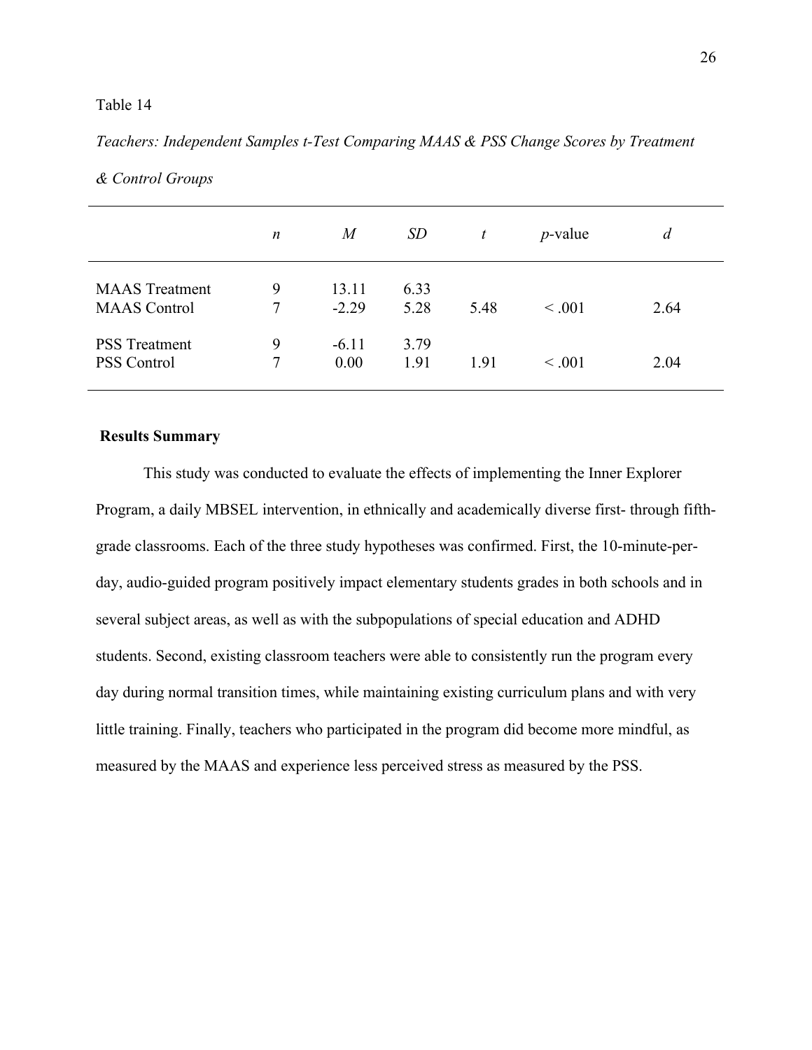Table 14

*Teachers: Independent Samples t-Test Comparing MAAS & PSS Change Scores by Treatment & Control Groups*

| | *n* | *M* | *SD* | *t* | *p*-value | *d* |
|---|---|---|---|---|---|---|
| MAAS Treatment | 9 | 13.11 | 6.33 | | | |
| MAAS Control | 7 | -2.29 | 5.28 | 5.48 | < .001 | 2.64 |
| PSS Treatment | 9 | -6.11 | 3.79 | | | |
| PSS Control | 7 | 0.00 | 1.91 | 1.91 | < .001 | 2.04 |

**Results Summary**

This study was conducted to evaluate the effects of implementing the Inner Explorer Program, a daily MBSEL intervention, in ethnically and academically diverse first- through fifth-grade classrooms. Each of the three study hypotheses was confirmed. First, the 10-minute-per-day, audio-guided program positively impact elementary students grades in both schools and in several subject areas, as well as with the subpopulations of special education and ADHD students. Second, existing classroom teachers were able to consistently run the program every day during normal transition times, while maintaining existing curriculum plans and with very little training. Finally, teachers who participated in the program did become more mindful, as measured by the MAAS and experience less perceived stress as measured by the PSS.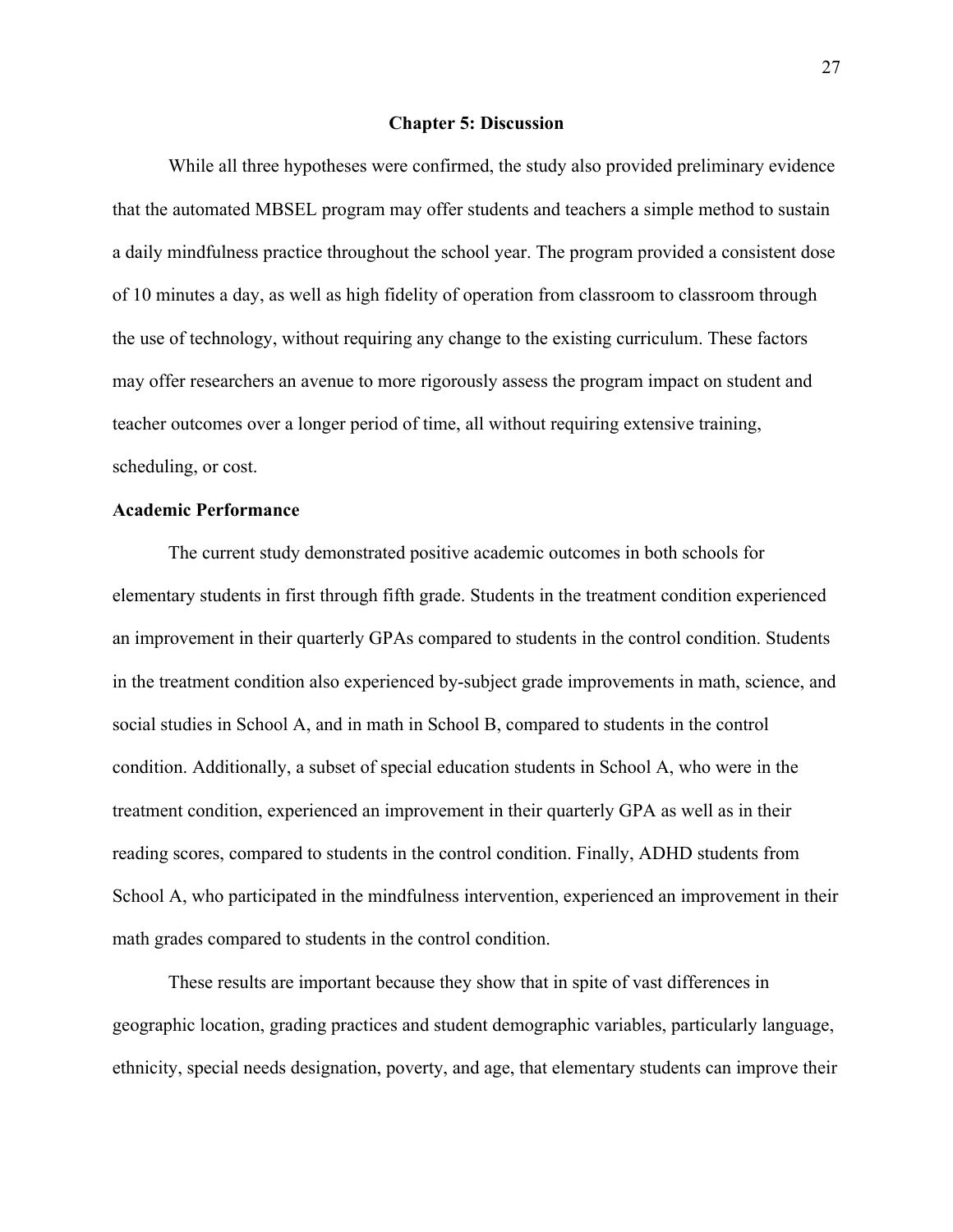## Chapter 5: Discussion

While all three hypotheses were confirmed, the study also provided preliminary evidence that the automated MBSEL program may offer students and teachers a simple method to sustain a daily mindfulness practice throughout the school year. The program provided a consistent dose of 10 minutes a day, as well as high fidelity of operation from classroom to classroom through the use of technology, without requiring any change to the existing curriculum. These factors may offer researchers an avenue to more rigorously assess the program impact on student and teacher outcomes over a longer period of time, all without requiring extensive training, scheduling, or cost.

### Academic Performance

The current study demonstrated positive academic outcomes in both schools for elementary students in first through fifth grade. Students in the treatment condition experienced an improvement in their quarterly GPAs compared to students in the control condition. Students in the treatment condition also experienced by-subject grade improvements in math, science, and social studies in School A, and in math in School B, compared to students in the control condition. Additionally, a subset of special education students in School A, who were in the treatment condition, experienced an improvement in their quarterly GPA as well as in their reading scores, compared to students in the control condition. Finally, ADHD students from School A, who participated in the mindfulness intervention, experienced an improvement in their math grades compared to students in the control condition.

These results are important because they show that in spite of vast differences in geographic location, grading practices and student demographic variables, particularly language, ethnicity, special needs designation, poverty, and age, that elementary students can improve their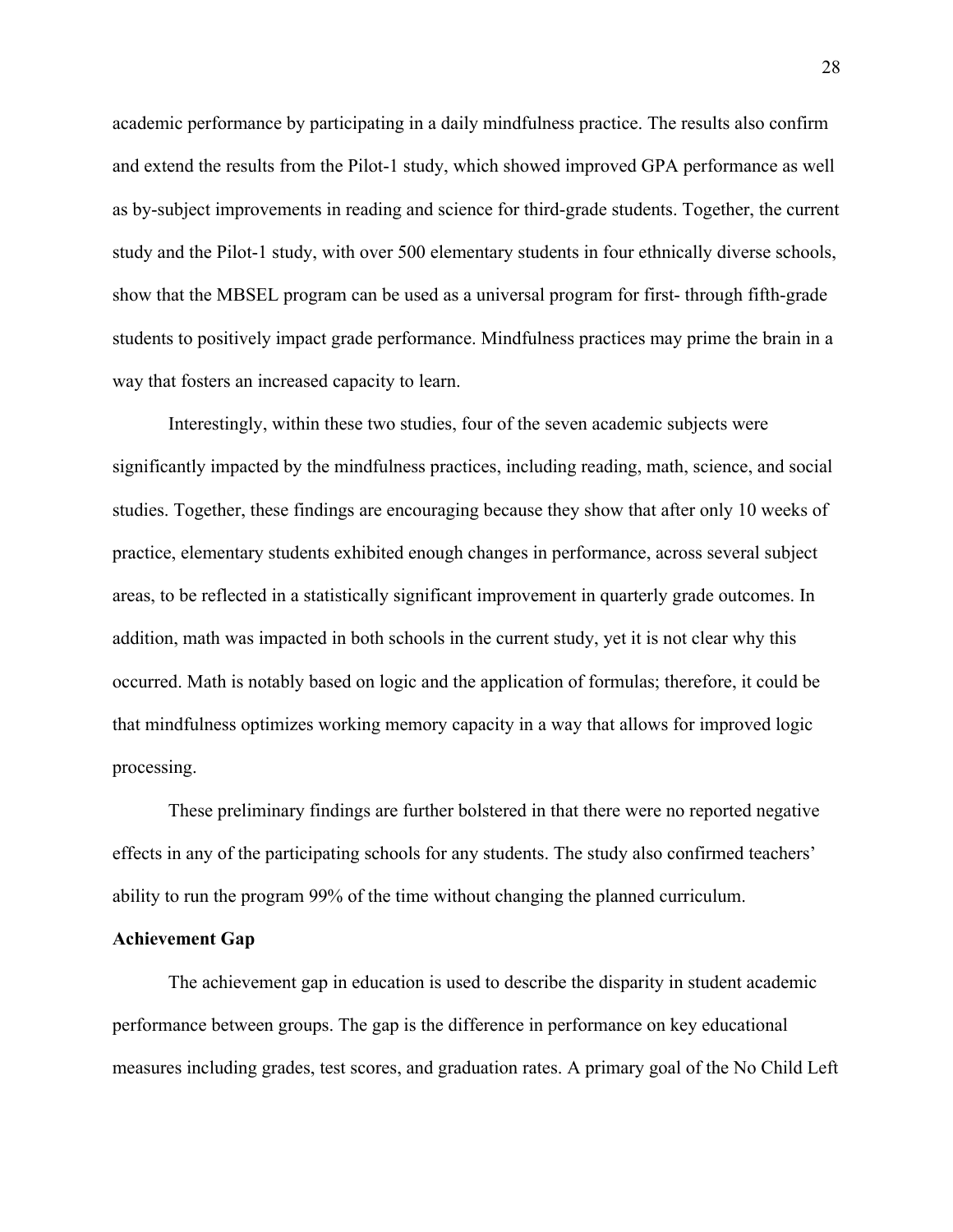academic performance by participating in a daily mindfulness practice. The results also confirm and extend the results from the Pilot-1 study, which showed improved GPA performance as well as by-subject improvements in reading and science for third-grade students. Together, the current study and the Pilot-1 study, with over 500 elementary students in four ethnically diverse schools, show that the MBSEL program can be used as a universal program for first- through fifth-grade students to positively impact grade performance. Mindfulness practices may prime the brain in a way that fosters an increased capacity to learn.

Interestingly, within these two studies, four of the seven academic subjects were significantly impacted by the mindfulness practices, including reading, math, science, and social studies. Together, these findings are encouraging because they show that after only 10 weeks of practice, elementary students exhibited enough changes in performance, across several subject areas, to be reflected in a statistically significant improvement in quarterly grade outcomes. In addition, math was impacted in both schools in the current study, yet it is not clear why this occurred. Math is notably based on logic and the application of formulas; therefore, it could be that mindfulness optimizes working memory capacity in a way that allows for improved logic processing.

These preliminary findings are further bolstered in that there were no reported negative effects in any of the participating schools for any students. The study also confirmed teachers' ability to run the program 99% of the time without changing the planned curriculum.

**Achievement Gap**

The achievement gap in education is used to describe the disparity in student academic performance between groups. The gap is the difference in performance on key educational measures including grades, test scores, and graduation rates. A primary goal of the No Child Left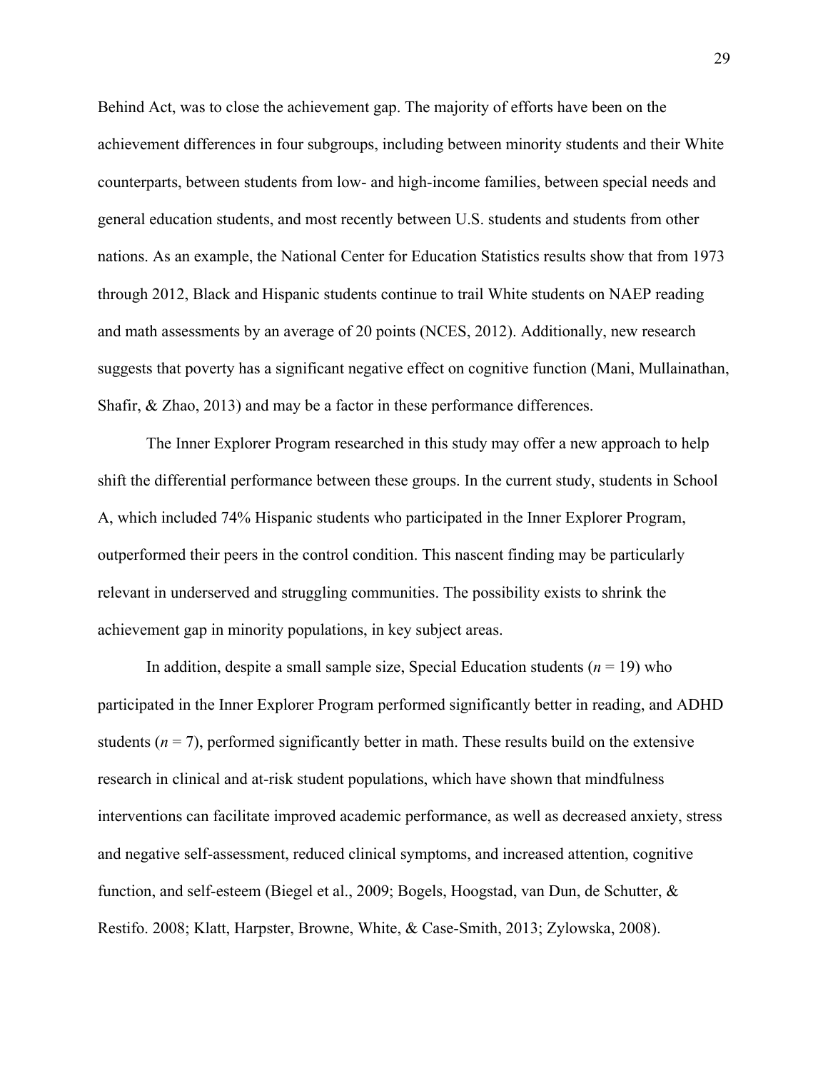Behind Act, was to close the achievement gap. The majority of efforts have been on the achievement differences in four subgroups, including between minority students and their White counterparts, between students from low- and high-income families, between special needs and general education students, and most recently between U.S. students and students from other nations. As an example, the National Center for Education Statistics results show that from 1973 through 2012, Black and Hispanic students continue to trail White students on NAEP reading and math assessments by an average of 20 points (NCES, 2012). Additionally, new research suggests that poverty has a significant negative effect on cognitive function (Mani, Mullainathan, Shafir, & Zhao, 2013) and may be a factor in these performance differences.

The Inner Explorer Program researched in this study may offer a new approach to help shift the differential performance between these groups. In the current study, students in School A, which included 74% Hispanic students who participated in the Inner Explorer Program, outperformed their peers in the control condition. This nascent finding may be particularly relevant in underserved and struggling communities. The possibility exists to shrink the achievement gap in minority populations, in key subject areas.

In addition, despite a small sample size, Special Education students ($n$ = 19) who participated in the Inner Explorer Program performed significantly better in reading, and ADHD students ($n$ = 7), performed significantly better in math. These results build on the extensive research in clinical and at-risk student populations, which have shown that mindfulness interventions can facilitate improved academic performance, as well as decreased anxiety, stress and negative self-assessment, reduced clinical symptoms, and increased attention, cognitive function, and self-esteem (Biegel et al., 2009; Bogels, Hoogstad, van Dun, de Schutter, & Restifo. 2008; Klatt, Harpster, Browne, White, & Case-Smith, 2013; Zylowska, 2008).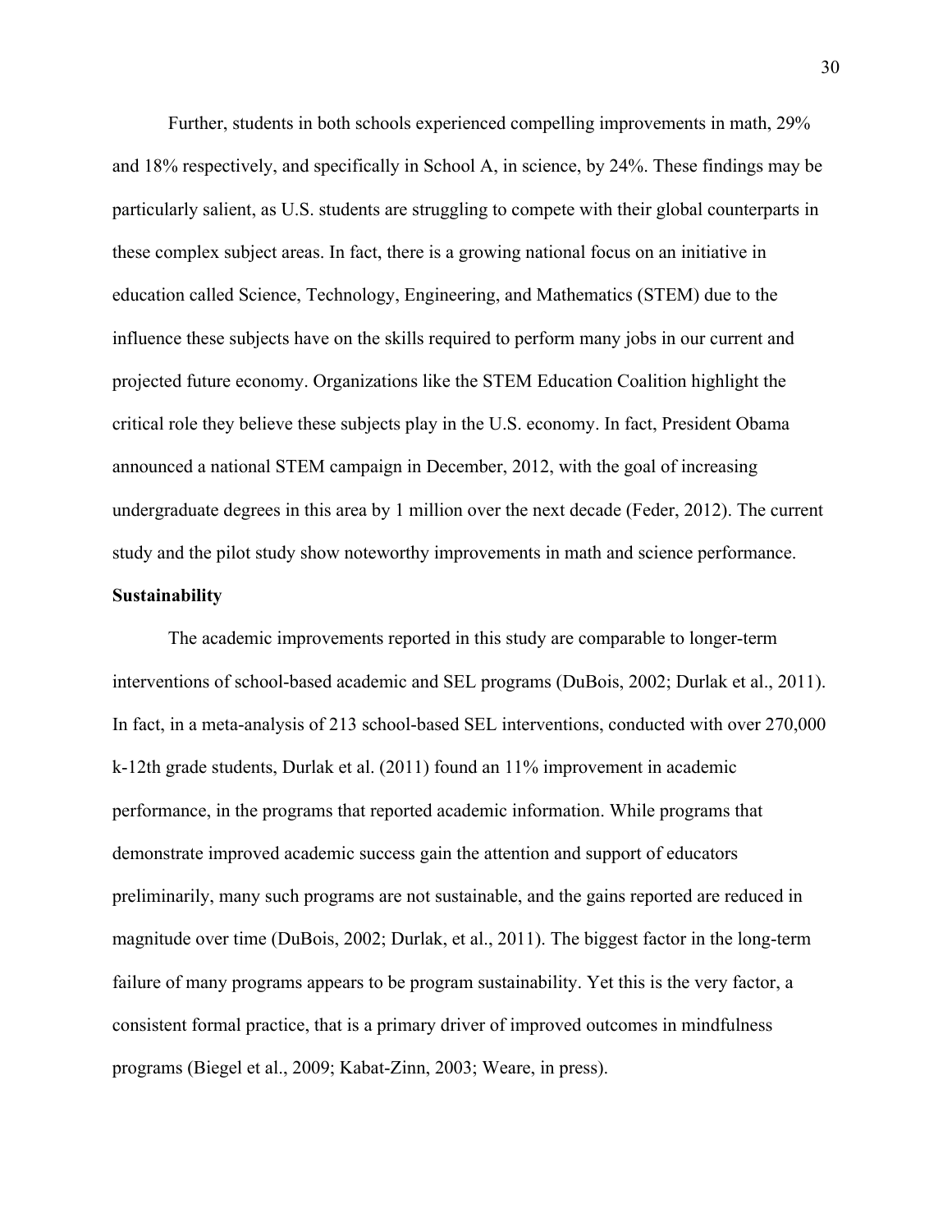Further, students in both schools experienced compelling improvements in math, 29% and 18% respectively, and specifically in School A, in science, by 24%. These findings may be particularly salient, as U.S. students are struggling to compete with their global counterparts in these complex subject areas. In fact, there is a growing national focus on an initiative in education called Science, Technology, Engineering, and Mathematics (STEM) due to the influence these subjects have on the skills required to perform many jobs in our current and projected future economy. Organizations like the STEM Education Coalition highlight the critical role they believe these subjects play in the U.S. economy. In fact, President Obama announced a national STEM campaign in December, 2012, with the goal of increasing undergraduate degrees in this area by 1 million over the next decade (Feder, 2012). The current study and the pilot study show noteworthy improvements in math and science performance.

**Sustainability**

The academic improvements reported in this study are comparable to longer-term interventions of school-based academic and SEL programs (DuBois, 2002; Durlak et al., 2011). In fact, in a meta-analysis of 213 school-based SEL interventions, conducted with over 270,000 k-12th grade students, Durlak et al. (2011) found an 11% improvement in academic performance, in the programs that reported academic information. While programs that demonstrate improved academic success gain the attention and support of educators preliminarily, many such programs are not sustainable, and the gains reported are reduced in magnitude over time (DuBois, 2002; Durlak, et al., 2011). The biggest factor in the long-term failure of many programs appears to be program sustainability. Yet this is the very factor, a consistent formal practice, that is a primary driver of improved outcomes in mindfulness programs (Biegel et al., 2009; Kabat-Zinn, 2003; Weare, in press).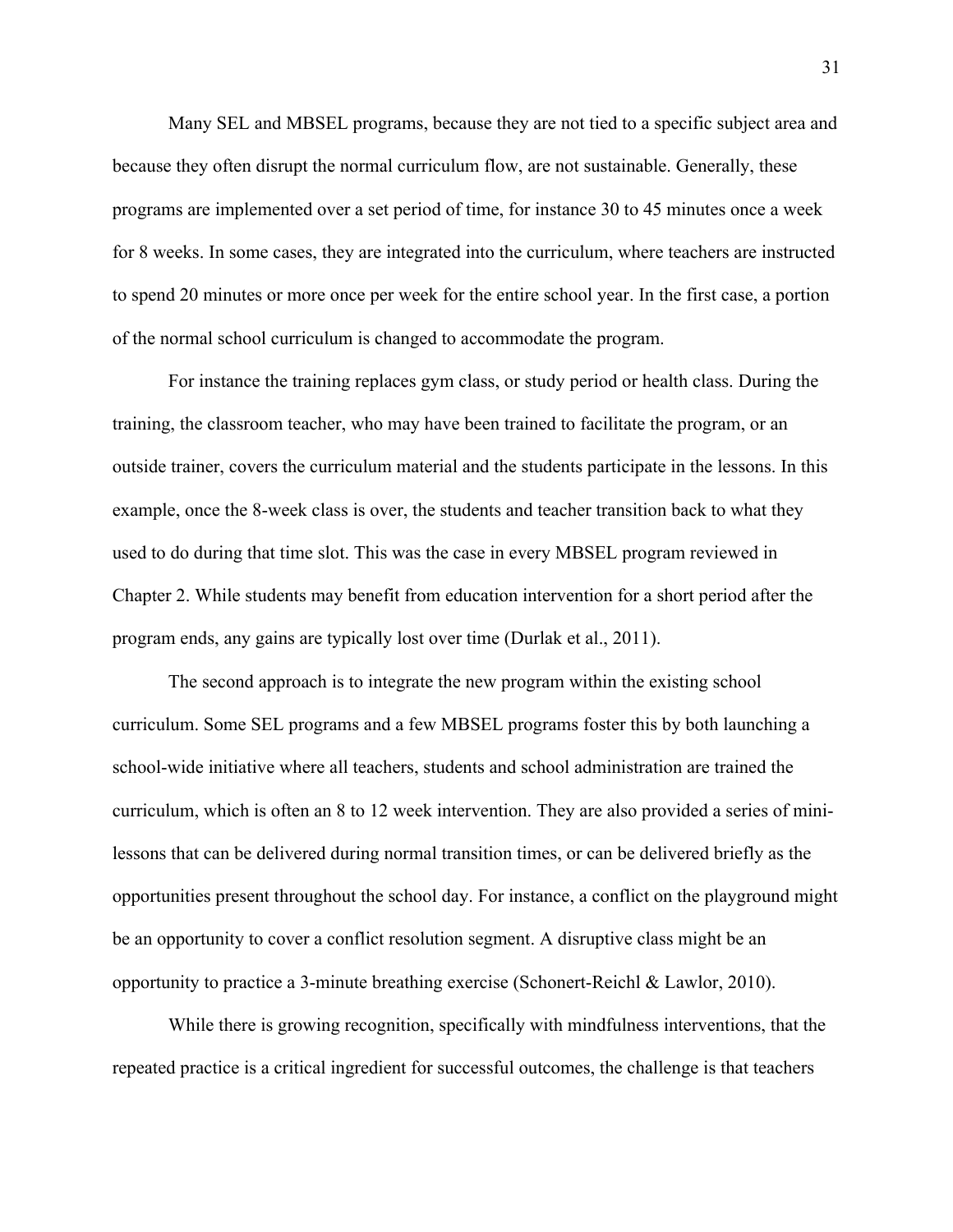Many SEL and MBSEL programs, because they are not tied to a specific subject area and because they often disrupt the normal curriculum flow, are not sustainable. Generally, these programs are implemented over a set period of time, for instance 30 to 45 minutes once a week for 8 weeks. In some cases, they are integrated into the curriculum, where teachers are instructed to spend 20 minutes or more once per week for the entire school year. In the first case, a portion of the normal school curriculum is changed to accommodate the program.

For instance the training replaces gym class, or study period or health class. During the training, the classroom teacher, who may have been trained to facilitate the program, or an outside trainer, covers the curriculum material and the students participate in the lessons. In this example, once the 8-week class is over, the students and teacher transition back to what they used to do during that time slot. This was the case in every MBSEL program reviewed in Chapter 2. While students may benefit from education intervention for a short period after the program ends, any gains are typically lost over time (Durlak et al., 2011).

The second approach is to integrate the new program within the existing school curriculum. Some SEL programs and a few MBSEL programs foster this by both launching a school-wide initiative where all teachers, students and school administration are trained the curriculum, which is often an 8 to 12 week intervention. They are also provided a series of mini-lessons that can be delivered during normal transition times, or can be delivered briefly as the opportunities present throughout the school day. For instance, a conflict on the playground might be an opportunity to cover a conflict resolution segment. A disruptive class might be an opportunity to practice a 3-minute breathing exercise (Schonert-Reichl & Lawlor, 2010).

While there is growing recognition, specifically with mindfulness interventions, that the repeated practice is a critical ingredient for successful outcomes, the challenge is that teachers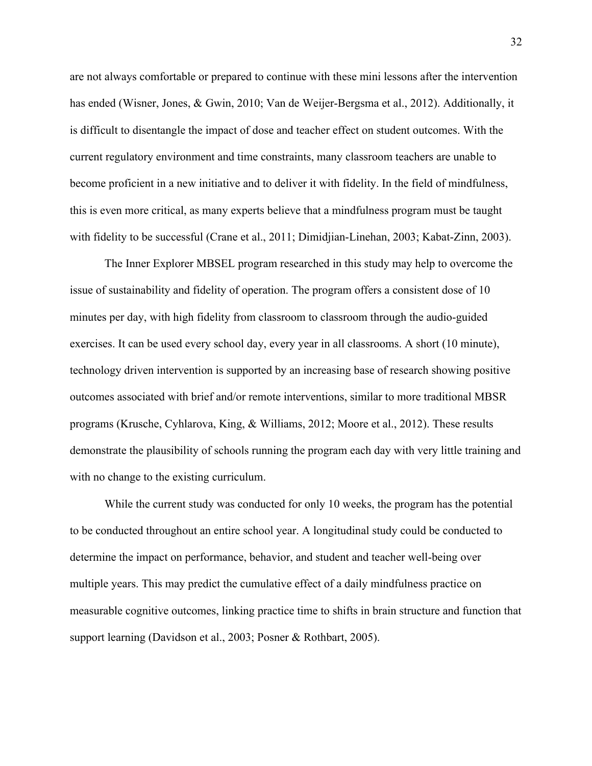are not always comfortable or prepared to continue with these mini lessons after the intervention has ended (Wisner, Jones, & Gwin, 2010; Van de Weijer-Bergsma et al., 2012). Additionally, it is difficult to disentangle the impact of dose and teacher effect on student outcomes. With the current regulatory environment and time constraints, many classroom teachers are unable to become proficient in a new initiative and to deliver it with fidelity. In the field of mindfulness, this is even more critical, as many experts believe that a mindfulness program must be taught with fidelity to be successful (Crane et al., 2011; Dimidjian-Linehan, 2003; Kabat-Zinn, 2003).

The Inner Explorer MBSEL program researched in this study may help to overcome the issue of sustainability and fidelity of operation. The program offers a consistent dose of 10 minutes per day, with high fidelity from classroom to classroom through the audio-guided exercises. It can be used every school day, every year in all classrooms. A short (10 minute), technology driven intervention is supported by an increasing base of research showing positive outcomes associated with brief and/or remote interventions, similar to more traditional MBSR programs (Krusche, Cyhlarova, King, & Williams, 2012; Moore et al., 2012). These results demonstrate the plausibility of schools running the program each day with very little training and with no change to the existing curriculum.

While the current study was conducted for only 10 weeks, the program has the potential to be conducted throughout an entire school year. A longitudinal study could be conducted to determine the impact on performance, behavior, and student and teacher well-being over multiple years. This may predict the cumulative effect of a daily mindfulness practice on measurable cognitive outcomes, linking practice time to shifts in brain structure and function that support learning (Davidson et al., 2003; Posner & Rothbart, 2005).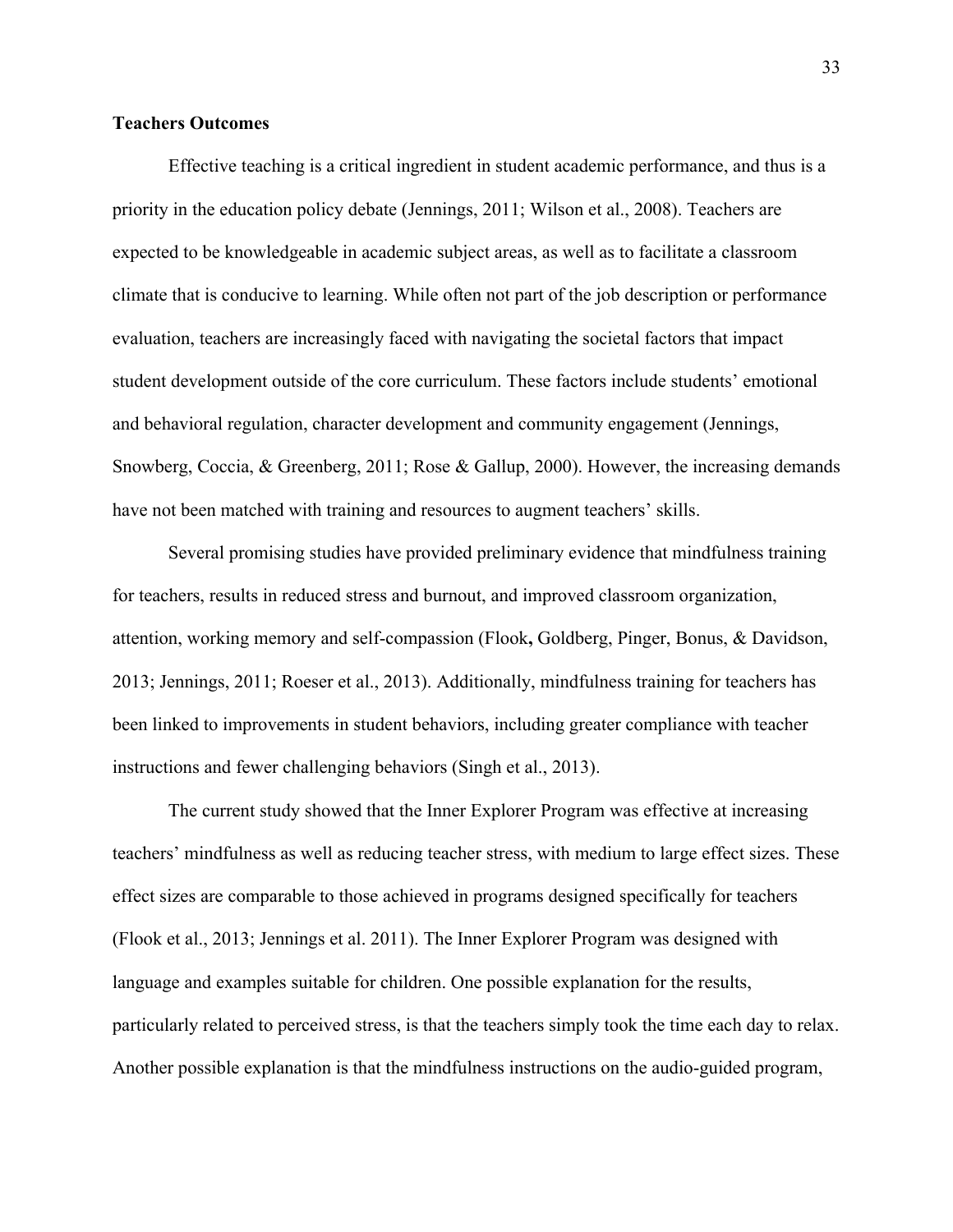**Teachers Outcomes**

Effective teaching is a critical ingredient in student academic performance, and thus is a priority in the education policy debate (Jennings, 2011; Wilson et al., 2008). Teachers are expected to be knowledgeable in academic subject areas, as well as to facilitate a classroom climate that is conducive to learning. While often not part of the job description or performance evaluation, teachers are increasingly faced with navigating the societal factors that impact student development outside of the core curriculum. These factors include students' emotional and behavioral regulation, character development and community engagement (Jennings, Snowberg, Coccia, & Greenberg, 2011; Rose & Gallup, 2000). However, the increasing demands have not been matched with training and resources to augment teachers' skills.

Several promising studies have provided preliminary evidence that mindfulness training for teachers, results in reduced stress and burnout, and improved classroom organization, attention, working memory and self-compassion (Flook**,** Goldberg, Pinger, Bonus, & Davidson, 2013; Jennings, 2011; Roeser et al., 2013). Additionally, mindfulness training for teachers has been linked to improvements in student behaviors, including greater compliance with teacher instructions and fewer challenging behaviors (Singh et al., 2013).

The current study showed that the Inner Explorer Program was effective at increasing teachers' mindfulness as well as reducing teacher stress, with medium to large effect sizes. These effect sizes are comparable to those achieved in programs designed specifically for teachers (Flook et al., 2013; Jennings et al. 2011). The Inner Explorer Program was designed with language and examples suitable for children. One possible explanation for the results, particularly related to perceived stress, is that the teachers simply took the time each day to relax. Another possible explanation is that the mindfulness instructions on the audio-guided program,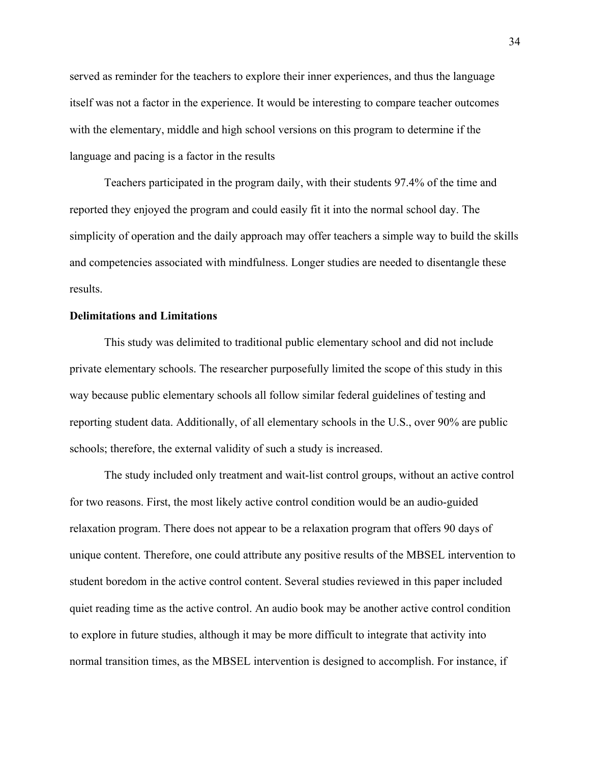served as reminder for the teachers to explore their inner experiences, and thus the language itself was not a factor in the experience. It would be interesting to compare teacher outcomes with the elementary, middle and high school versions on this program to determine if the language and pacing is a factor in the results

Teachers participated in the program daily, with their students 97.4% of the time and reported they enjoyed the program and could easily fit it into the normal school day. The simplicity of operation and the daily approach may offer teachers a simple way to build the skills and competencies associated with mindfulness. Longer studies are needed to disentangle these results.

**Delimitations and Limitations**

This study was delimited to traditional public elementary school and did not include private elementary schools. The researcher purposefully limited the scope of this study in this way because public elementary schools all follow similar federal guidelines of testing and reporting student data. Additionally, of all elementary schools in the U.S., over 90% are public schools; therefore, the external validity of such a study is increased.

The study included only treatment and wait-list control groups, without an active control for two reasons. First, the most likely active control condition would be an audio-guided relaxation program. There does not appear to be a relaxation program that offers 90 days of unique content. Therefore, one could attribute any positive results of the MBSEL intervention to student boredom in the active control content. Several studies reviewed in this paper included quiet reading time as the active control. An audio book may be another active control condition to explore in future studies, although it may be more difficult to integrate that activity into normal transition times, as the MBSEL intervention is designed to accomplish. For instance, if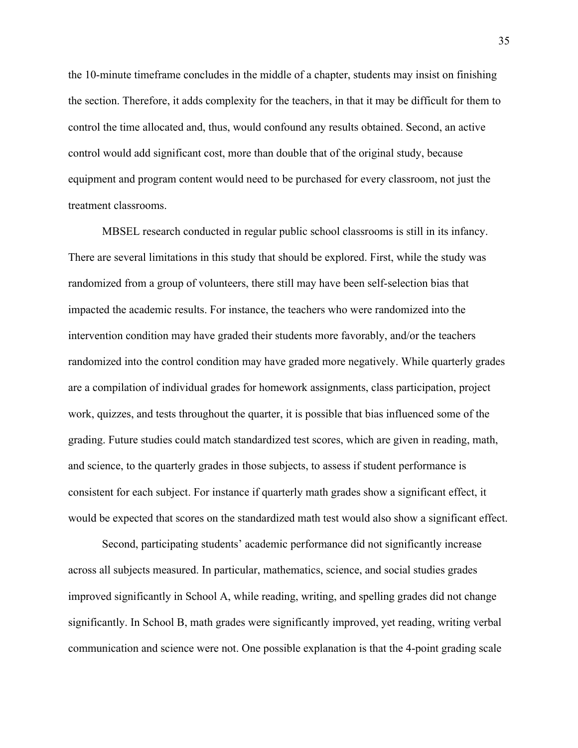the 10-minute timeframe concludes in the middle of a chapter, students may insist on finishing the section. Therefore, it adds complexity for the teachers, in that it may be difficult for them to control the time allocated and, thus, would confound any results obtained. Second, an active control would add significant cost, more than double that of the original study, because equipment and program content would need to be purchased for every classroom, not just the treatment classrooms.

MBSEL research conducted in regular public school classrooms is still in its infancy. There are several limitations in this study that should be explored. First, while the study was randomized from a group of volunteers, there still may have been self-selection bias that impacted the academic results. For instance, the teachers who were randomized into the intervention condition may have graded their students more favorably, and/or the teachers randomized into the control condition may have graded more negatively. While quarterly grades are a compilation of individual grades for homework assignments, class participation, project work, quizzes, and tests throughout the quarter, it is possible that bias influenced some of the grading. Future studies could match standardized test scores, which are given in reading, math, and science, to the quarterly grades in those subjects, to assess if student performance is consistent for each subject. For instance if quarterly math grades show a significant effect, it would be expected that scores on the standardized math test would also show a significant effect.

Second, participating students' academic performance did not significantly increase across all subjects measured. In particular, mathematics, science, and social studies grades improved significantly in School A, while reading, writing, and spelling grades did not change significantly. In School B, math grades were significantly improved, yet reading, writing verbal communication and science were not. One possible explanation is that the 4-point grading scale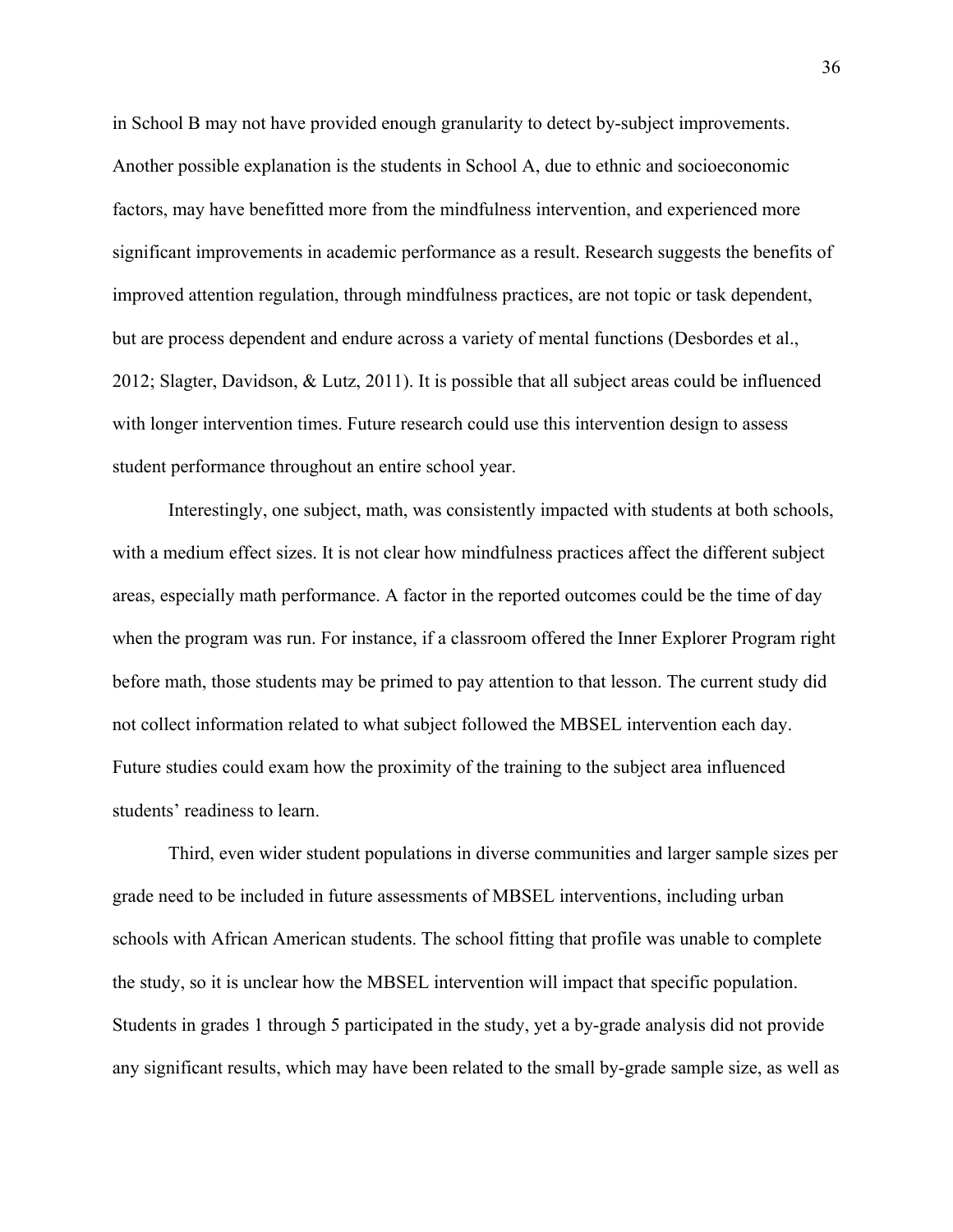in School B may not have provided enough granularity to detect by-subject improvements. Another possible explanation is the students in School A, due to ethnic and socioeconomic factors, may have benefitted more from the mindfulness intervention, and experienced more significant improvements in academic performance as a result. Research suggests the benefits of improved attention regulation, through mindfulness practices, are not topic or task dependent, but are process dependent and endure across a variety of mental functions (Desbordes et al., 2012; Slagter, Davidson, & Lutz, 2011). It is possible that all subject areas could be influenced with longer intervention times. Future research could use this intervention design to assess student performance throughout an entire school year.

Interestingly, one subject, math, was consistently impacted with students at both schools, with a medium effect sizes. It is not clear how mindfulness practices affect the different subject areas, especially math performance. A factor in the reported outcomes could be the time of day when the program was run. For instance, if a classroom offered the Inner Explorer Program right before math, those students may be primed to pay attention to that lesson. The current study did not collect information related to what subject followed the MBSEL intervention each day. Future studies could exam how the proximity of the training to the subject area influenced students' readiness to learn.

Third, even wider student populations in diverse communities and larger sample sizes per grade need to be included in future assessments of MBSEL interventions, including urban schools with African American students. The school fitting that profile was unable to complete the study, so it is unclear how the MBSEL intervention will impact that specific population. Students in grades 1 through 5 participated in the study, yet a by-grade analysis did not provide any significant results, which may have been related to the small by-grade sample size, as well as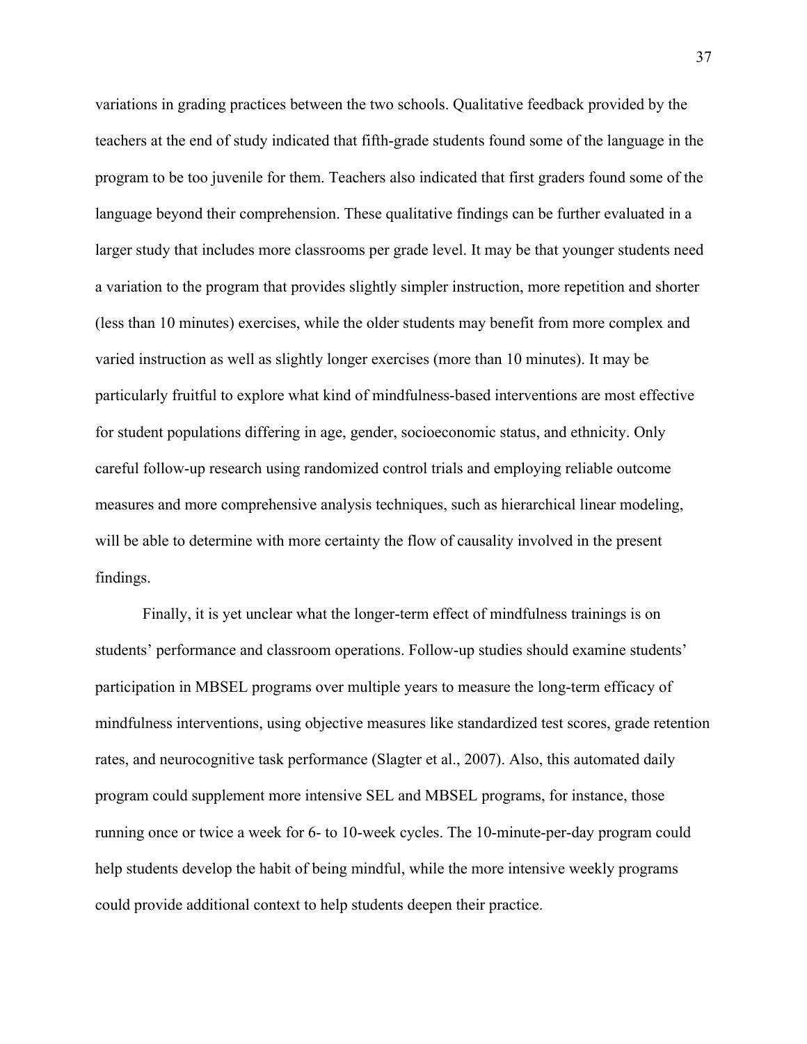variations in grading practices between the two schools. Qualitative feedback provided by the teachers at the end of study indicated that fifth-grade students found some of the language in the program to be too juvenile for them. Teachers also indicated that first graders found some of the language beyond their comprehension. These qualitative findings can be further evaluated in a larger study that includes more classrooms per grade level. It may be that younger students need a variation to the program that provides slightly simpler instruction, more repetition and shorter (less than 10 minutes) exercises, while the older students may benefit from more complex and varied instruction as well as slightly longer exercises (more than 10 minutes). It may be particularly fruitful to explore what kind of mindfulness-based interventions are most effective for student populations differing in age, gender, socioeconomic status, and ethnicity. Only careful follow-up research using randomized control trials and employing reliable outcome measures and more comprehensive analysis techniques, such as hierarchical linear modeling, will be able to determine with more certainty the flow of causality involved in the present findings.

Finally, it is yet unclear what the longer-term effect of mindfulness trainings is on students' performance and classroom operations. Follow-up studies should examine students' participation in MBSEL programs over multiple years to measure the long-term efficacy of mindfulness interventions, using objective measures like standardized test scores, grade retention rates, and neurocognitive task performance (Slagter et al., 2007). Also, this automated daily program could supplement more intensive SEL and MBSEL programs, for instance, those running once or twice a week for 6- to 10-week cycles. The 10-minute-per-day program could help students develop the habit of being mindful, while the more intensive weekly programs could provide additional context to help students deepen their practice.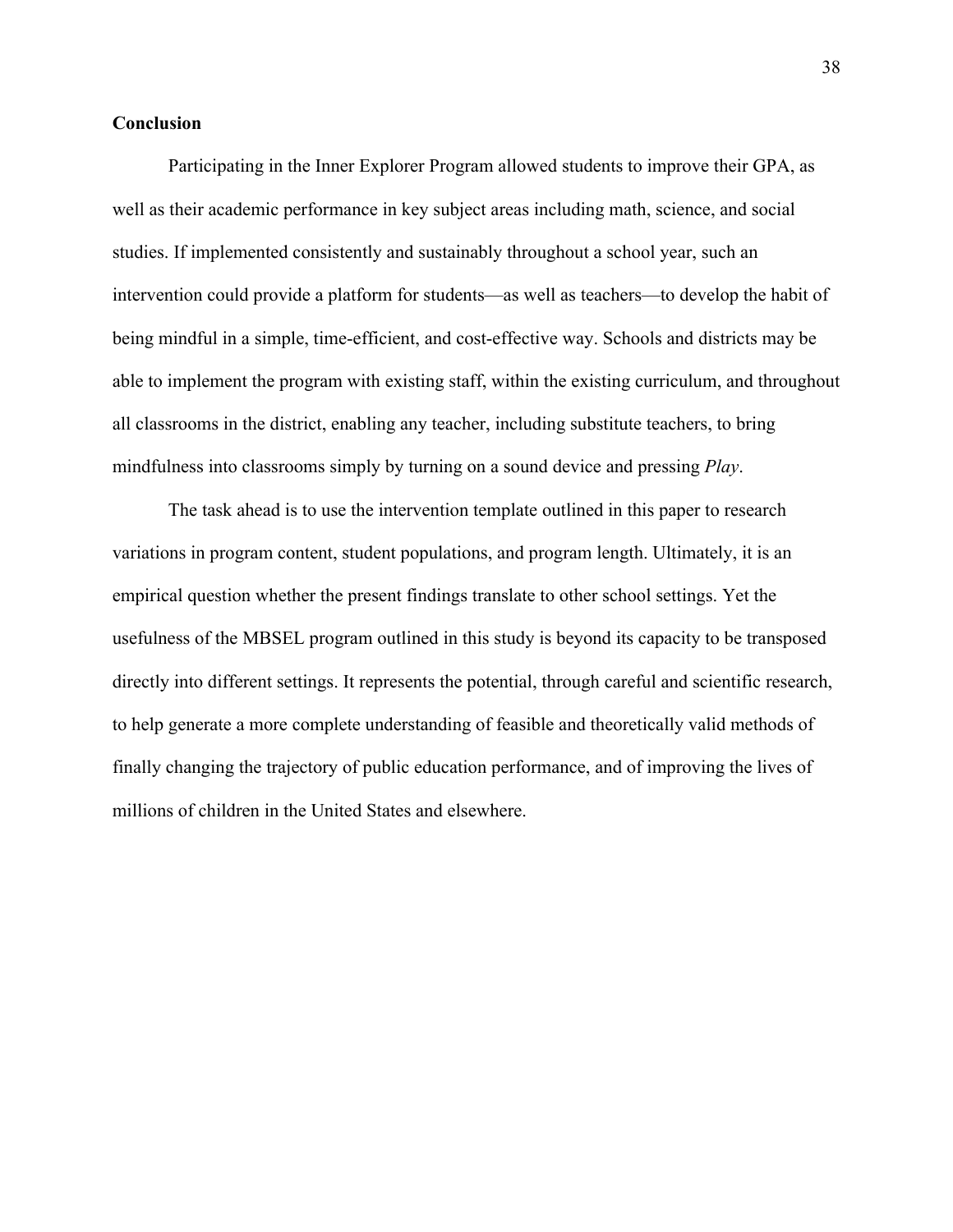## Conclusion

Participating in the Inner Explorer Program allowed students to improve their GPA, as well as their academic performance in key subject areas including math, science, and social studies. If implemented consistently and sustainably throughout a school year, such an intervention could provide a platform for students—as well as teachers—to develop the habit of being mindful in a simple, time-efficient, and cost-effective way. Schools and districts may be able to implement the program with existing staff, within the existing curriculum, and throughout all classrooms in the district, enabling any teacher, including substitute teachers, to bring mindfulness into classrooms simply by turning on a sound device and pressing *Play*.

The task ahead is to use the intervention template outlined in this paper to research variations in program content, student populations, and program length. Ultimately, it is an empirical question whether the present findings translate to other school settings. Yet the usefulness of the MBSEL program outlined in this study is beyond its capacity to be transposed directly into different settings. It represents the potential, through careful and scientific research, to help generate a more complete understanding of feasible and theoretically valid methods of finally changing the trajectory of public education performance, and of improving the lives of millions of children in the United States and elsewhere.